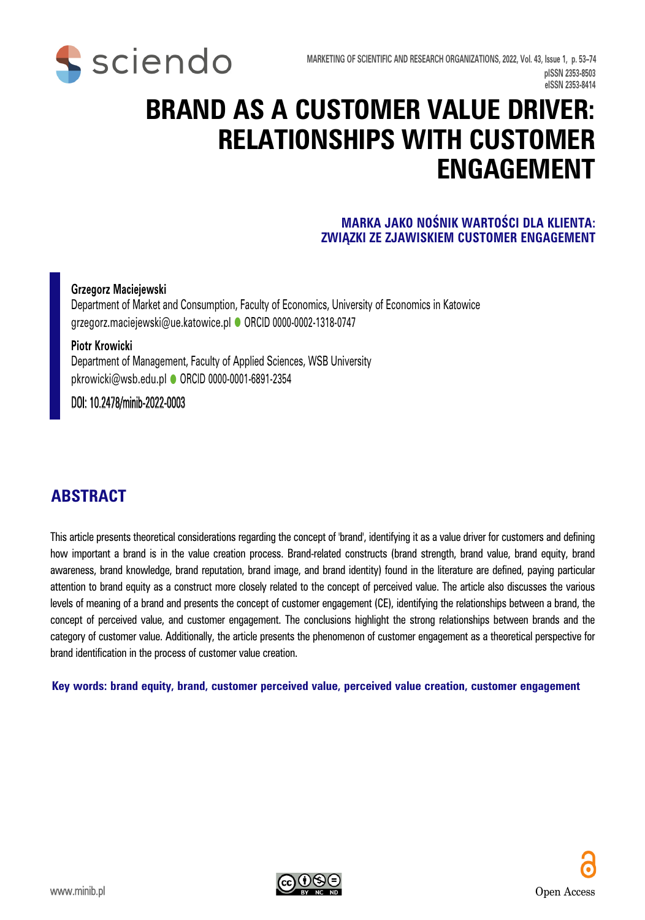# BRAND AS A CUSTOMER VALUE DRIVER: RELATIONSHIPS WITH CUSTOMER ENGAGEMENT

## MARKA JAKO NOŚNIK WARTOŚCI DLA KLIENTA: ZWIĄZKI ZE ZJAWISKIEM CUSTOMER ENGAGEMENT

**Grzegorz Maciejewski**
Department of Market and Consumption, Faculty of Economics, University of Economics in Katowice
grzegorz.maciejewski@ue.katowice.pl ● ORCID 0000-0002-1318-0747

**Piotr Krowicki**
Department of Management, Faculty of Applied Sciences, WSB University
pkrowicki@wsb.edu.pl ● ORCID 0000-0001-6891-2354

DOI: 10.2478/minib-2022-0003

## ABSTRACT

This article presents theoretical considerations regarding the concept of 'brand', identifying it as a value driver for customers and defining how important a brand is in the value creation process. Brand-related constructs (brand strength, brand value, brand equity, brand awareness, brand knowledge, brand reputation, brand image, and brand identity) found in the literature are defined, paying particular attention to brand equity as a construct more closely related to the concept of perceived value. The article also discusses the various levels of meaning of a brand and presents the concept of customer engagement (CE), identifying the relationships between a brand, the concept of perceived value, and customer engagement. The conclusions highlight the strong relationships between brands and the category of customer value. Additionally, the article presents the phenomenon of customer engagement as a theoretical perspective for brand identification in the process of customer value creation.

**Key words: brand equity, brand, customer perceived value, perceived value creation, customer engagement**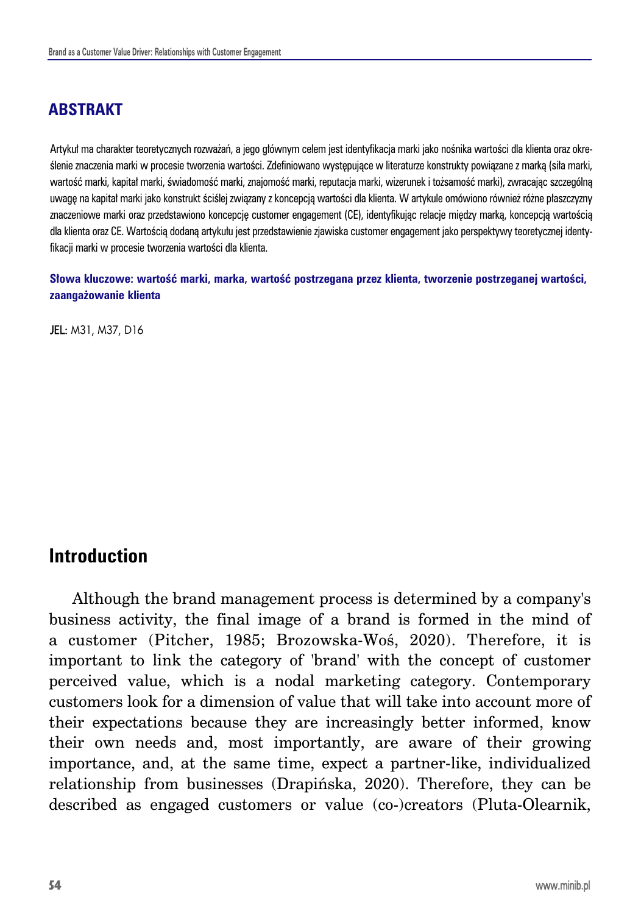## ABSTRAKT

Artykuł ma charakter teoretycznych rozważań, a jego głównym celem jest identyfikacja marki jako nośnika wartości dla klienta oraz określenie znaczenia marki w procesie tworzenia wartości. Zdefiniowano występujące w literaturze konstrukty powiązane z marką (siła marki, wartość marki, kapitał marki, świadomość marki, znajomość marki, reputacja marki, wizerunek i tożsamość marki), zwracając szczególną uwagę na kapitał marki jako konstrukt ściślej związany z koncepcją wartości dla klienta. W artykule omówiono również różne płaszczyzny znaczeniowe marki oraz przedstawiono koncepcję customer engagement (CE), identyfikując relacje między marką, koncepcją wartością dla klienta oraz CE. Wartością dodaną artykułu jest przedstawienie zjawiska customer engagement jako perspektywy teoretycznej identyfikacji marki w procesie tworzenia wartości dla klienta.

**Słowa kluczowe: wartość marki, marka, wartość postrzegana przez klienta, tworzenie postrzeganej wartości, zaangażowanie klienta**

**JEL:** M31, M37, D16

## Introduction

Although the brand management process is determined by a company's business activity, the final image of a brand is formed in the mind of a customer (Pitcher, 1985; Brozowska-Woś, 2020). Therefore, it is important to link the category of 'brand' with the concept of customer perceived value, which is a nodal marketing category. Contemporary customers look for a dimension of value that will take into account more of their expectations because they are increasingly better informed, know their own needs and, most importantly, are aware of their growing importance, and, at the same time, expect a partner-like, individualized relationship from businesses (Drapińska, 2020). Therefore, they can be described as engaged customers or value (co-)creators (Pluta-Olearnik,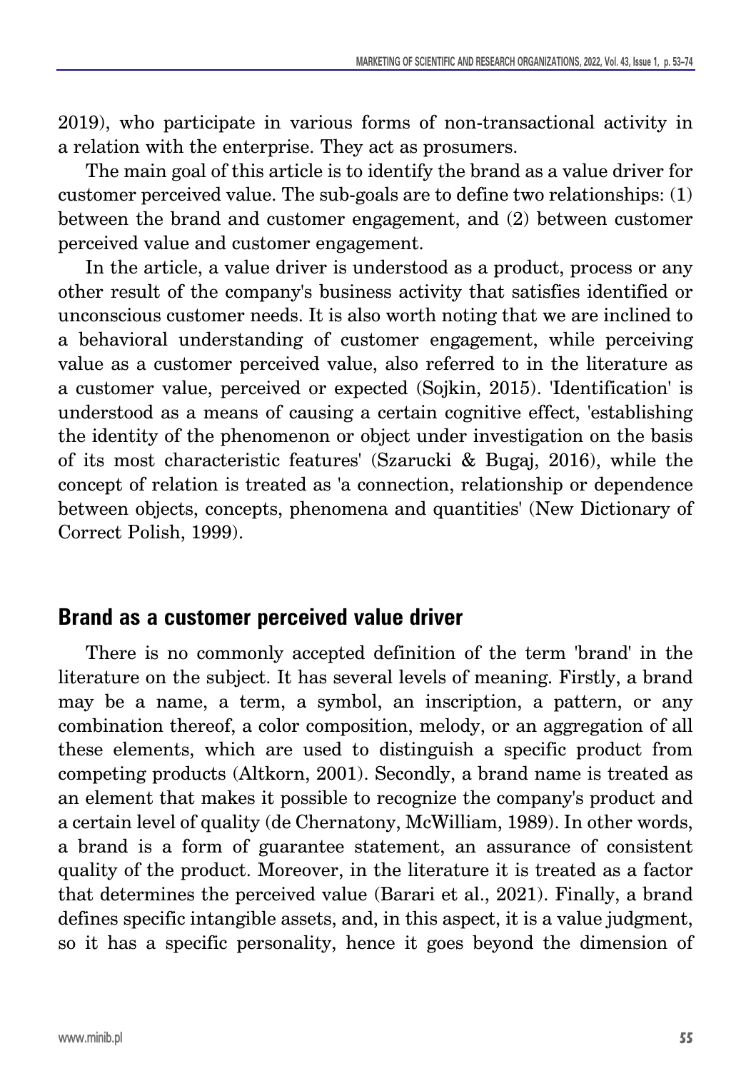2019), who participate in various forms of non-transactional activity in a relation with the enterprise. They act as prosumers.

The main goal of this article is to identify the brand as a value driver for customer perceived value. The sub-goals are to define two relationships: (1) between the brand and customer engagement, and (2) between customer perceived value and customer engagement.

In the article, a value driver is understood as a product, process or any other result of the company's business activity that satisfies identified or unconscious customer needs. It is also worth noting that we are inclined to a behavioral understanding of customer engagement, while perceiving value as a customer perceived value, also referred to in the literature as a customer value, perceived or expected (Sojkin, 2015). 'Identification' is understood as a means of causing a certain cognitive effect, 'establishing the identity of the phenomenon or object under investigation on the basis of its most characteristic features' (Szarucki & Bugaj, 2016), while the concept of relation is treated as 'a connection, relationship or dependence between objects, concepts, phenomena and quantities' (New Dictionary of Correct Polish, 1999).

## Brand as a customer perceived value driver

There is no commonly accepted definition of the term 'brand' in the literature on the subject. It has several levels of meaning. Firstly, a brand may be a name, a term, a symbol, an inscription, a pattern, or any combination thereof, a color composition, melody, or an aggregation of all these elements, which are used to distinguish a specific product from competing products (Altkorn, 2001). Secondly, a brand name is treated as an element that makes it possible to recognize the company's product and a certain level of quality (de Chernatony, McWilliam, 1989). In other words, a brand is a form of guarantee statement, an assurance of consistent quality of the product. Moreover, in the literature it is treated as a factor that determines the perceived value (Barari et al., 2021). Finally, a brand defines specific intangible assets, and, in this aspect, it is a value judgment, so it has a specific personality, hence it goes beyond the dimension of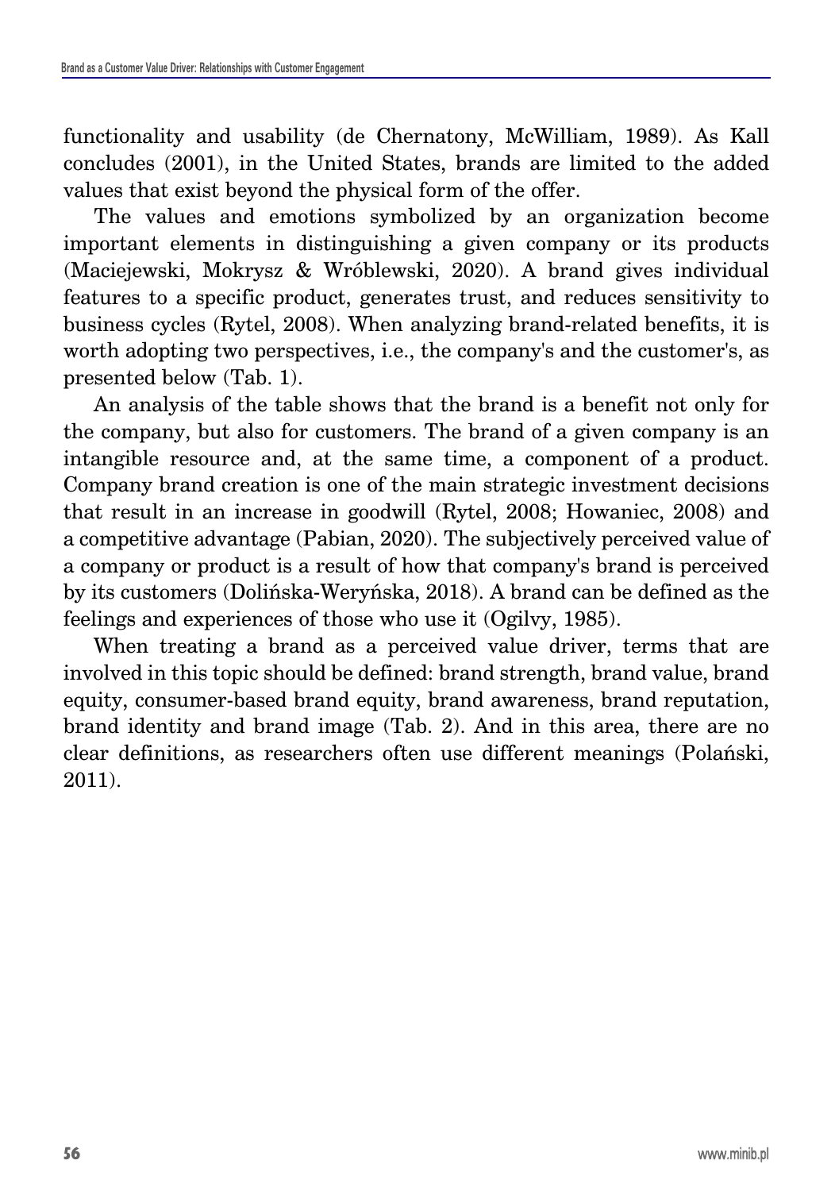functionality and usability (de Chernatony, McWilliam, 1989). As Kall concludes (2001), in the United States, brands are limited to the added values that exist beyond the physical form of the offer.

The values and emotions symbolized by an organization become important elements in distinguishing a given company or its products (Maciejewski, Mokrysz & Wróblewski, 2020). A brand gives individual features to a specific product, generates trust, and reduces sensitivity to business cycles (Rytel, 2008). When analyzing brand-related benefits, it is worth adopting two perspectives, i.e., the company's and the customer's, as presented below (Tab. 1).

An analysis of the table shows that the brand is a benefit not only for the company, but also for customers. The brand of a given company is an intangible resource and, at the same time, a component of a product. Company brand creation is one of the main strategic investment decisions that result in an increase in goodwill (Rytel, 2008; Howaniec, 2008) and a competitive advantage (Pabian, 2020). The subjectively perceived value of a company or product is a result of how that company's brand is perceived by its customers (Dolińska-Weryńska, 2018). A brand can be defined as the feelings and experiences of those who use it (Ogilvy, 1985).

When treating a brand as a perceived value driver, terms that are involved in this topic should be defined: brand strength, brand value, brand equity, consumer-based brand equity, brand awareness, brand reputation, brand identity and brand image (Tab. 2). And in this area, there are no clear definitions, as researchers often use different meanings (Polański, 2011).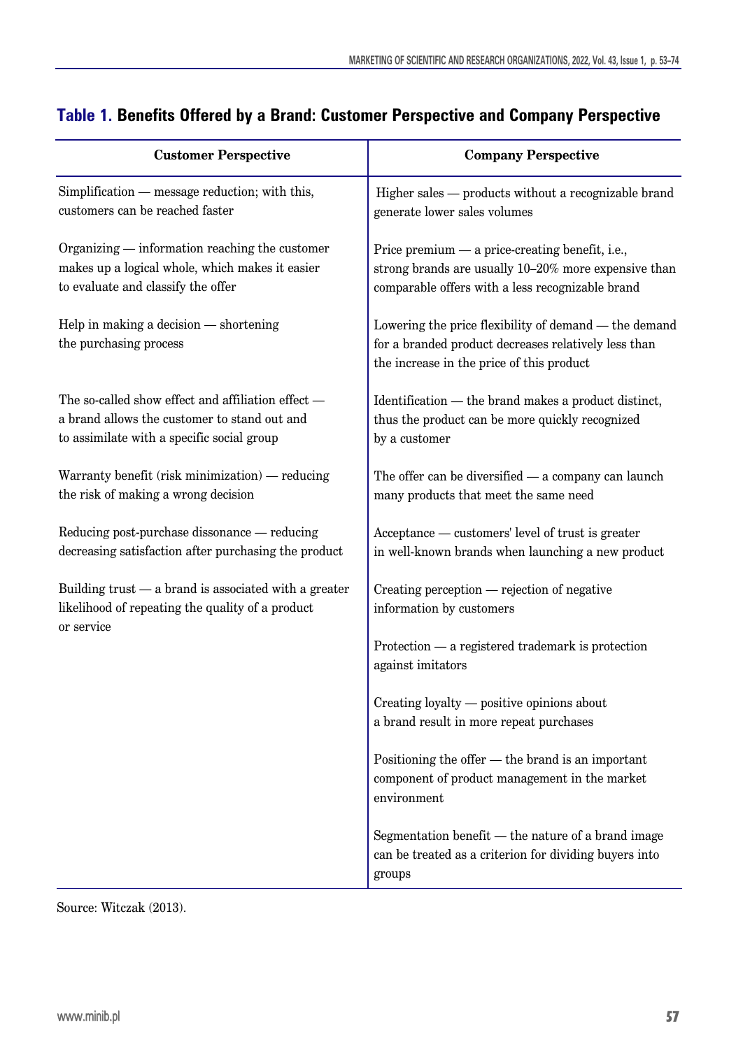**Table 1. Benefits Offered by a Brand: Customer Perspective and Company Perspective**

| Customer Perspective | Company Perspective |
|---|---|
| Simplification — message reduction; with this, customers can be reached faster | Higher sales — products without a recognizable brand generate lower sales volumes |
| Organizing — information reaching the customer makes up a logical whole, which makes it easier to evaluate and classify the offer | Price premium — a price-creating benefit, i.e., strong brands are usually 10–20% more expensive than comparable offers with a less recognizable brand |
| Help in making a decision — shortening the purchasing process | Lowering the price flexibility of demand — the demand for a branded product decreases relatively less than the increase in the price of this product |
| The so-called show effect and affiliation effect — a brand allows the customer to stand out and to assimilate with a specific social group | Identification — the brand makes a product distinct, thus the product can be more quickly recognized by a customer |
| Warranty benefit (risk minimization) — reducing the risk of making a wrong decision | The offer can be diversified — a company can launch many products that meet the same need |
| Reducing post-purchase dissonance — reducing decreasing satisfaction after purchasing the product | Acceptance — customers' level of trust is greater in well-known brands when launching a new product |
| Building trust — a brand is associated with a greater likelihood of repeating the quality of a product or service | Creating perception — rejection of negative information by customers |
| | Protection — a registered trademark is protection against imitators |
| | Creating loyalty — positive opinions about a brand result in more repeat purchases |
| | Positioning the offer — the brand is an important component of product management in the market environment |
| | Segmentation benefit — the nature of a brand image can be treated as a criterion for dividing buyers into groups |

Source: Witczak (2013).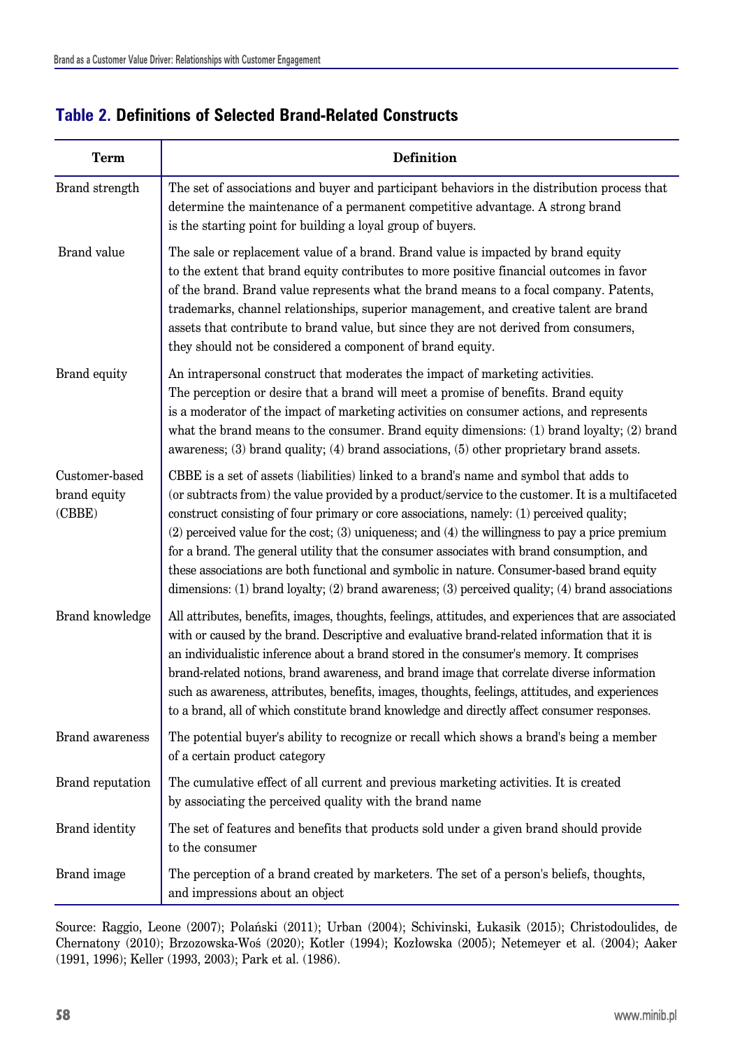## Table 2. Definitions of Selected Brand-Related Constructs

| Term | Definition |
|---|---|
| Brand strength | The set of associations and buyer and participant behaviors in the distribution process that determine the maintenance of a permanent competitive advantage. A strong brand is the starting point for building a loyal group of buyers. |
| Brand value | The sale or replacement value of a brand. Brand value is impacted by brand equity to the extent that brand equity contributes to more positive financial outcomes in favor of the brand. Brand value represents what the brand means to a focal company. Patents, trademarks, channel relationships, superior management, and creative talent are brand assets that contribute to brand value, but since they are not derived from consumers, they should not be considered a component of brand equity. |
| Brand equity | An intrapersonal construct that moderates the impact of marketing activities. The perception or desire that a brand will meet a promise of benefits. Brand equity is a moderator of the impact of marketing activities on consumer actions, and represents what the brand means to the consumer. Brand equity dimensions: (1) brand loyalty; (2) brand awareness; (3) brand quality; (4) brand associations, (5) other proprietary brand assets. |
| Customer-based brand equity (CBBE) | CBBE is a set of assets (liabilities) linked to a brand's name and symbol that adds to (or subtracts from) the value provided by a product/service to the customer. It is a multifaceted construct consisting of four primary or core associations, namely: (1) perceived quality; (2) perceived value for the cost; (3) uniqueness; and (4) the willingness to pay a price premium for a brand. The general utility that the consumer associates with brand consumption, and these associations are both functional and symbolic in nature. Consumer-based brand equity dimensions: (1) brand loyalty; (2) brand awareness; (3) perceived quality; (4) brand associations |
| Brand knowledge | All attributes, benefits, images, thoughts, feelings, attitudes, and experiences that are associated with or caused by the brand. Descriptive and evaluative brand-related information that it is an individualistic inference about a brand stored in the consumer's memory. It comprises brand-related notions, brand awareness, and brand image that correlate diverse information such as awareness, attributes, benefits, images, thoughts, feelings, attitudes, and experiences to a brand, all of which constitute brand knowledge and directly affect consumer responses. |
| Brand awareness | The potential buyer's ability to recognize or recall which shows a brand's being a member of a certain product category |
| Brand reputation | The cumulative effect of all current and previous marketing activities. It is created by associating the perceived quality with the brand name |
| Brand identity | The set of features and benefits that products sold under a given brand should provide to the consumer |
| Brand image | The perception of a brand created by marketers. The set of a person's beliefs, thoughts, and impressions about an object |

Source: Raggio, Leone (2007); Polański (2011); Urban (2004); Schivinski, Łukasik (2015); Christodoulides, de Chernatony (2010); Brzozowska-Woś (2020); Kotler (1994); Kozłowska (2005); Netemeyer et al. (2004); Aaker (1991, 1996); Keller (1993, 2003); Park et al. (1986).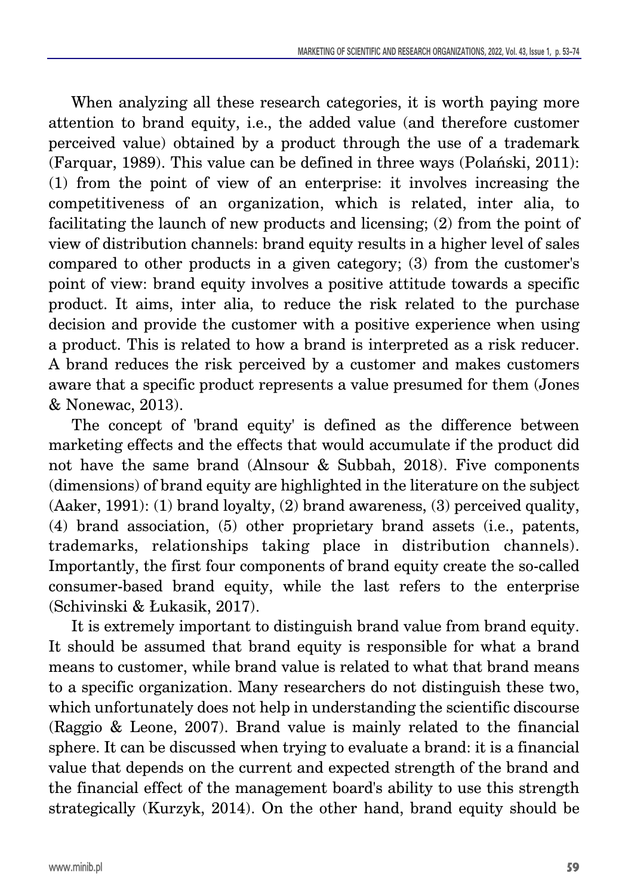When analyzing all these research categories, it is worth paying more attention to brand equity, i.e., the added value (and therefore customer perceived value) obtained by a product through the use of a trademark (Farquar, 1989). This value can be defined in three ways (Polański, 2011): (1) from the point of view of an enterprise: it involves increasing the competitiveness of an organization, which is related, inter alia, to facilitating the launch of new products and licensing; (2) from the point of view of distribution channels: brand equity results in a higher level of sales compared to other products in a given category; (3) from the customer's point of view: brand equity involves a positive attitude towards a specific product. It aims, inter alia, to reduce the risk related to the purchase decision and provide the customer with a positive experience when using a product. This is related to how a brand is interpreted as a risk reducer. A brand reduces the risk perceived by a customer and makes customers aware that a specific product represents a value presumed for them (Jones & Nonewac, 2013).

The concept of 'brand equity' is defined as the difference between marketing effects and the effects that would accumulate if the product did not have the same brand (Alnsour & Subbah, 2018). Five components (dimensions) of brand equity are highlighted in the literature on the subject (Aaker, 1991): (1) brand loyalty, (2) brand awareness, (3) perceived quality, (4) brand association, (5) other proprietary brand assets (i.e., patents, trademarks, relationships taking place in distribution channels). Importantly, the first four components of brand equity create the so-called consumer-based brand equity, while the last refers to the enterprise (Schivinski & Łukasik, 2017).

It is extremely important to distinguish brand value from brand equity. It should be assumed that brand equity is responsible for what a brand means to customer, while brand value is related to what that brand means to a specific organization. Many researchers do not distinguish these two, which unfortunately does not help in understanding the scientific discourse (Raggio & Leone, 2007). Brand value is mainly related to the financial sphere. It can be discussed when trying to evaluate a brand: it is a financial value that depends on the current and expected strength of the brand and the financial effect of the management board's ability to use this strength strategically (Kurzyk, 2014). On the other hand, brand equity should be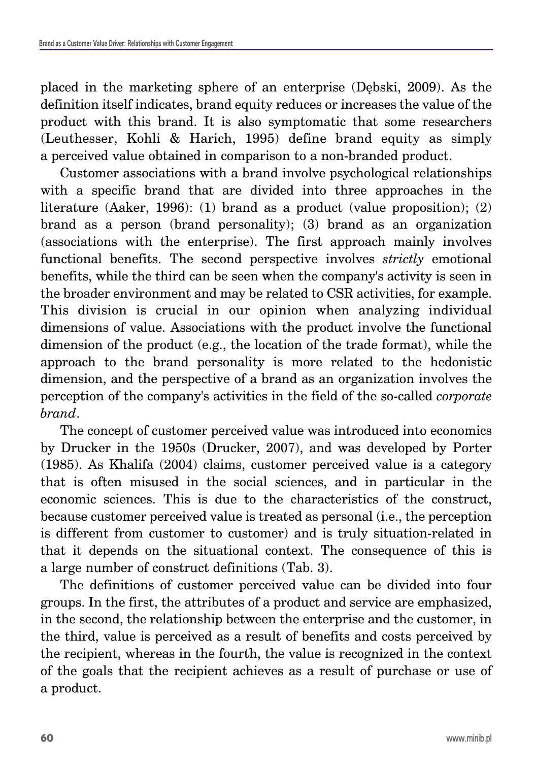placed in the marketing sphere of an enterprise (Dębski, 2009). As the definition itself indicates, brand equity reduces or increases the value of the product with this brand. It is also symptomatic that some researchers (Leuthesser, Kohli & Harich, 1995) define brand equity as simply a perceived value obtained in comparison to a non-branded product.

Customer associations with a brand involve psychological relationships with a specific brand that are divided into three approaches in the literature (Aaker, 1996): (1) brand as a product (value proposition); (2) brand as a person (brand personality); (3) brand as an organization (associations with the enterprise). The first approach mainly involves functional benefits. The second perspective involves *strictly* emotional benefits, while the third can be seen when the company's activity is seen in the broader environment and may be related to CSR activities, for example. This division is crucial in our opinion when analyzing individual dimensions of value. Associations with the product involve the functional dimension of the product (e.g., the location of the trade format), while the approach to the brand personality is more related to the hedonistic dimension, and the perspective of a brand as an organization involves the perception of the company's activities in the field of the so-called *corporate brand*.

The concept of customer perceived value was introduced into economics by Drucker in the 1950s (Drucker, 2007), and was developed by Porter (1985). As Khalifa (2004) claims, customer perceived value is a category that is often misused in the social sciences, and in particular in the economic sciences. This is due to the characteristics of the construct, because customer perceived value is treated as personal (i.e., the perception is different from customer to customer) and is truly situation-related in that it depends on the situational context. The consequence of this is a large number of construct definitions (Tab. 3).

The definitions of customer perceived value can be divided into four groups. In the first, the attributes of a product and service are emphasized, in the second, the relationship between the enterprise and the customer, in the third, value is perceived as a result of benefits and costs perceived by the recipient, whereas in the fourth, the value is recognized in the context of the goals that the recipient achieves as a result of purchase or use of a product.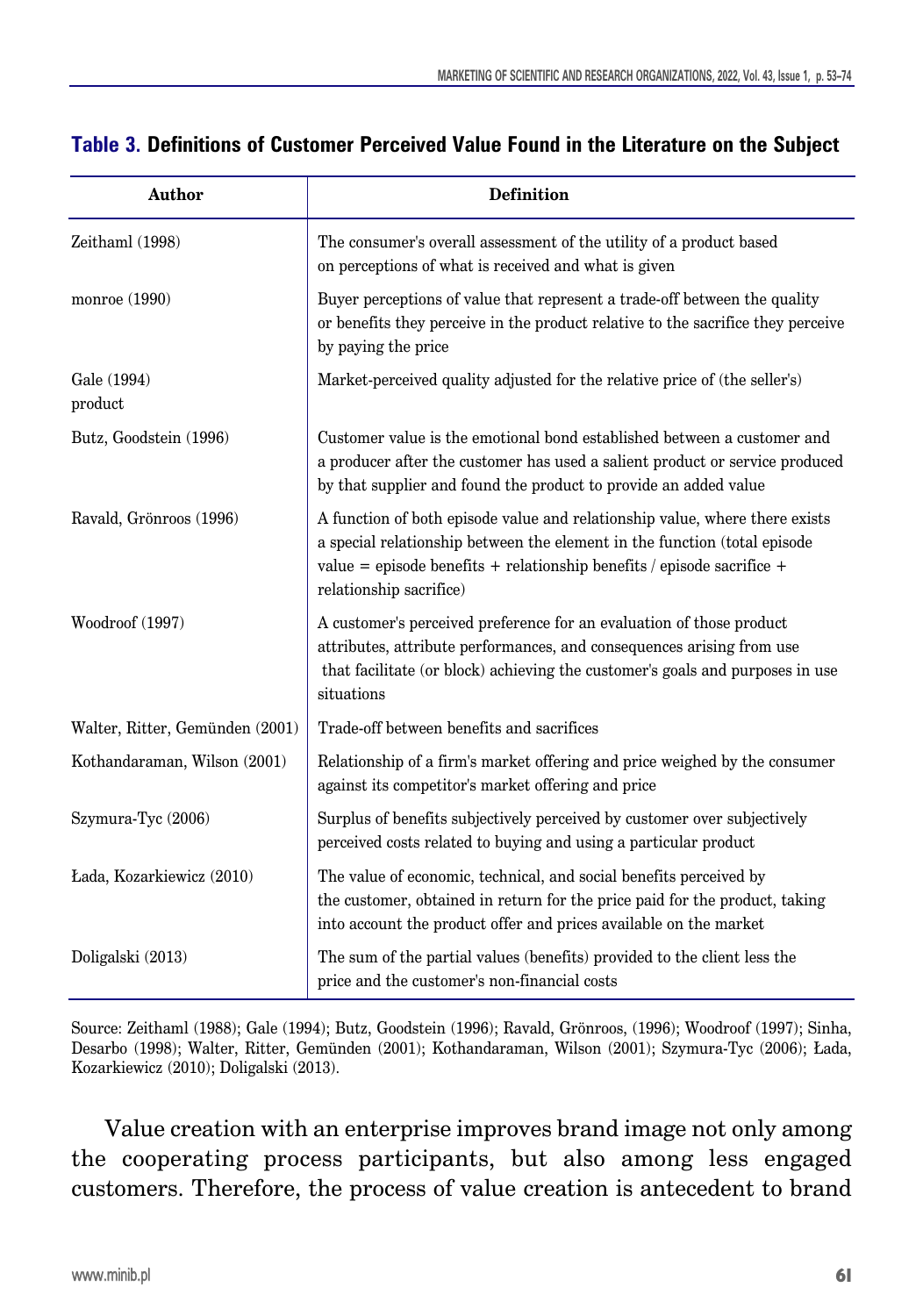**Table 3. Definitions of Customer Perceived Value Found in the Literature on the Subject**

| Author | Definition |
|---|---|
| Zeithaml (1998) | The consumer's overall assessment of the utility of a product based on perceptions of what is received and what is given |
| monroe (1990) | Buyer perceptions of value that represent a trade-off between the quality or benefits they perceive in the product relative to the sacrifice they perceive by paying the price |
| Gale (1994) product | Market-perceived quality adjusted for the relative price of (the seller's) |
| Butz, Goodstein (1996) | Customer value is the emotional bond established between a customer and a producer after the customer has used a salient product or service produced by that supplier and found the product to provide an added value |
| Ravald, Grönroos (1996) | A function of both episode value and relationship value, where there exists a special relationship between the element in the function (total episode value = episode benefits + relationship benefits / episode sacrifice + relationship sacrifice) |
| Woodroof (1997) | A customer's perceived preference for an evaluation of those product attributes, attribute performances, and consequences arising from use that facilitate (or block) achieving the customer's goals and purposes in use situations |
| Walter, Ritter, Gemünden (2001) | Trade-off between benefits and sacrifices |
| Kothandaraman, Wilson (2001) | Relationship of a firm's market offering and price weighed by the consumer against its competitor's market offering and price |
| Szymura-Tyc (2006) | Surplus of benefits subjectively perceived by customer over subjectively perceived costs related to buying and using a particular product |
| Łada, Kozarkiewicz (2010) | The value of economic, technical, and social benefits perceived by the customer, obtained in return for the price paid for the product, taking into account the product offer and prices available on the market |
| Doligalski (2013) | The sum of the partial values (benefits) provided to the client less the price and the customer's non-financial costs |

Source: Zeithaml (1988); Gale (1994); Butz, Goodstein (1996); Ravald, Grönroos, (1996); Woodroof (1997); Sinha, Desarbo (1998); Walter, Ritter, Gemünden (2001); Kothandaraman, Wilson (2001); Szymura-Tyc (2006); Łada, Kozarkiewicz (2010); Doligalski (2013).

Value creation with an enterprise improves brand image not only among the cooperating process participants, but also among less engaged customers. Therefore, the process of value creation is antecedent to brand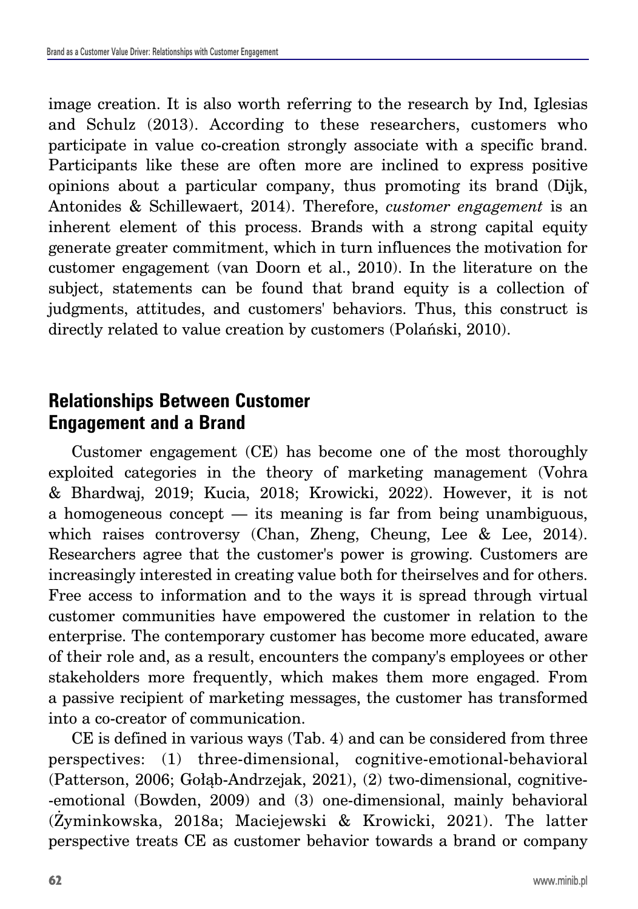image creation. It is also worth referring to the research by Ind, Iglesias and Schulz (2013). According to these researchers, customers who participate in value co-creation strongly associate with a specific brand. Participants like these are often more are inclined to express positive opinions about a particular company, thus promoting its brand (Dijk, Antonides & Schillewaert, 2014). Therefore, *customer engagement* is an inherent element of this process. Brands with a strong capital equity generate greater commitment, which in turn influences the motivation for customer engagement (van Doorn et al., 2010). In the literature on the subject, statements can be found that brand equity is a collection of judgments, attitudes, and customers' behaviors. Thus, this construct is directly related to value creation by customers (Polański, 2010).

## Relationships Between Customer Engagement and a Brand

Customer engagement (CE) has become one of the most thoroughly exploited categories in the theory of marketing management (Vohra & Bhardwaj, 2019; Kucia, 2018; Krowicki, 2022). However, it is not a homogeneous concept — its meaning is far from being unambiguous, which raises controversy (Chan, Zheng, Cheung, Lee & Lee, 2014). Researchers agree that the customer's power is growing. Customers are increasingly interested in creating value both for theirselves and for others. Free access to information and to the ways it is spread through virtual customer communities have empowered the customer in relation to the enterprise. The contemporary customer has become more educated, aware of their role and, as a result, encounters the company's employees or other stakeholders more frequently, which makes them more engaged. From a passive recipient of marketing messages, the customer has transformed into a co-creator of communication.

CE is defined in various ways (Tab. 4) and can be considered from three perspectives: (1) three-dimensional, cognitive-emotional-behavioral (Patterson, 2006; Gołąb-Andrzejak, 2021), (2) two-dimensional, cognitive-emotional (Bowden, 2009) and (3) one-dimensional, mainly behavioral (Żyminkowska, 2018a; Maciejewski & Krowicki, 2021). The latter perspective treats CE as customer behavior towards a brand or company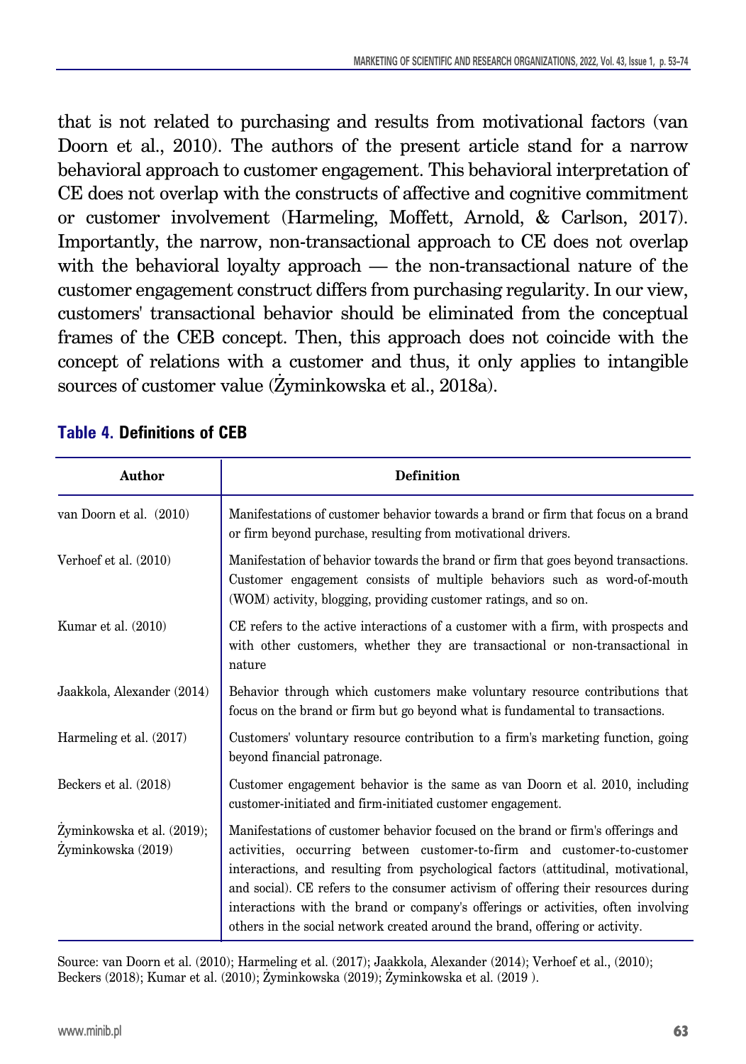that is not related to purchasing and results from motivational factors (van Doorn et al., 2010). The authors of the present article stand for a narrow behavioral approach to customer engagement. This behavioral interpretation of CE does not overlap with the constructs of affective and cognitive commitment or customer involvement (Harmeling, Moffett, Arnold, & Carlson, 2017). Importantly, the narrow, non-transactional approach to CE does not overlap with the behavioral loyalty approach — the non-transactional nature of the customer engagement construct differs from purchasing regularity. In our view, customers' transactional behavior should be eliminated from the conceptual frames of the CEB concept. Then, this approach does not coincide with the concept of relations with a customer and thus, it only applies to intangible sources of customer value (Żyminkowska et al., 2018a).

**Table 4. Definitions of CEB**

| Author | Definition |
|---|---|
| van Doorn et al. (2010) | Manifestations of customer behavior towards a brand or firm that focus on a brand or firm beyond purchase, resulting from motivational drivers. |
| Verhoef et al. (2010) | Manifestation of behavior towards the brand or firm that goes beyond transactions. Customer engagement consists of multiple behaviors such as word-of-mouth (WOM) activity, blogging, providing customer ratings, and so on. |
| Kumar et al. (2010) | CE refers to the active interactions of a customer with a firm, with prospects and with other customers, whether they are transactional or non-transactional in nature |
| Jaakkola, Alexander (2014) | Behavior through which customers make voluntary resource contributions that focus on the brand or firm but go beyond what is fundamental to transactions. |
| Harmeling et al. (2017) | Customers' voluntary resource contribution to a firm's marketing function, going beyond financial patronage. |
| Beckers et al. (2018) | Customer engagement behavior is the same as van Doorn et al. 2010, including customer-initiated and firm-initiated customer engagement. |
| Żyminkowska et al. (2019); Żyminkowska (2019) | Manifestations of customer behavior focused on the brand or firm's offerings and activities, occurring between customer-to-firm and customer-to-customer interactions, and resulting from psychological factors (attitudinal, motivational, and social). CE refers to the consumer activism of offering their resources during interactions with the brand or company's offerings or activities, often involving others in the social network created around the brand, offering or activity. |

Source: van Doorn et al. (2010); Harmeling et al. (2017); Jaakkola, Alexander (2014); Verhoef et al., (2010); Beckers (2018); Kumar et al. (2010); Żyminkowska (2019); Żyminkowska et al. (2019 ).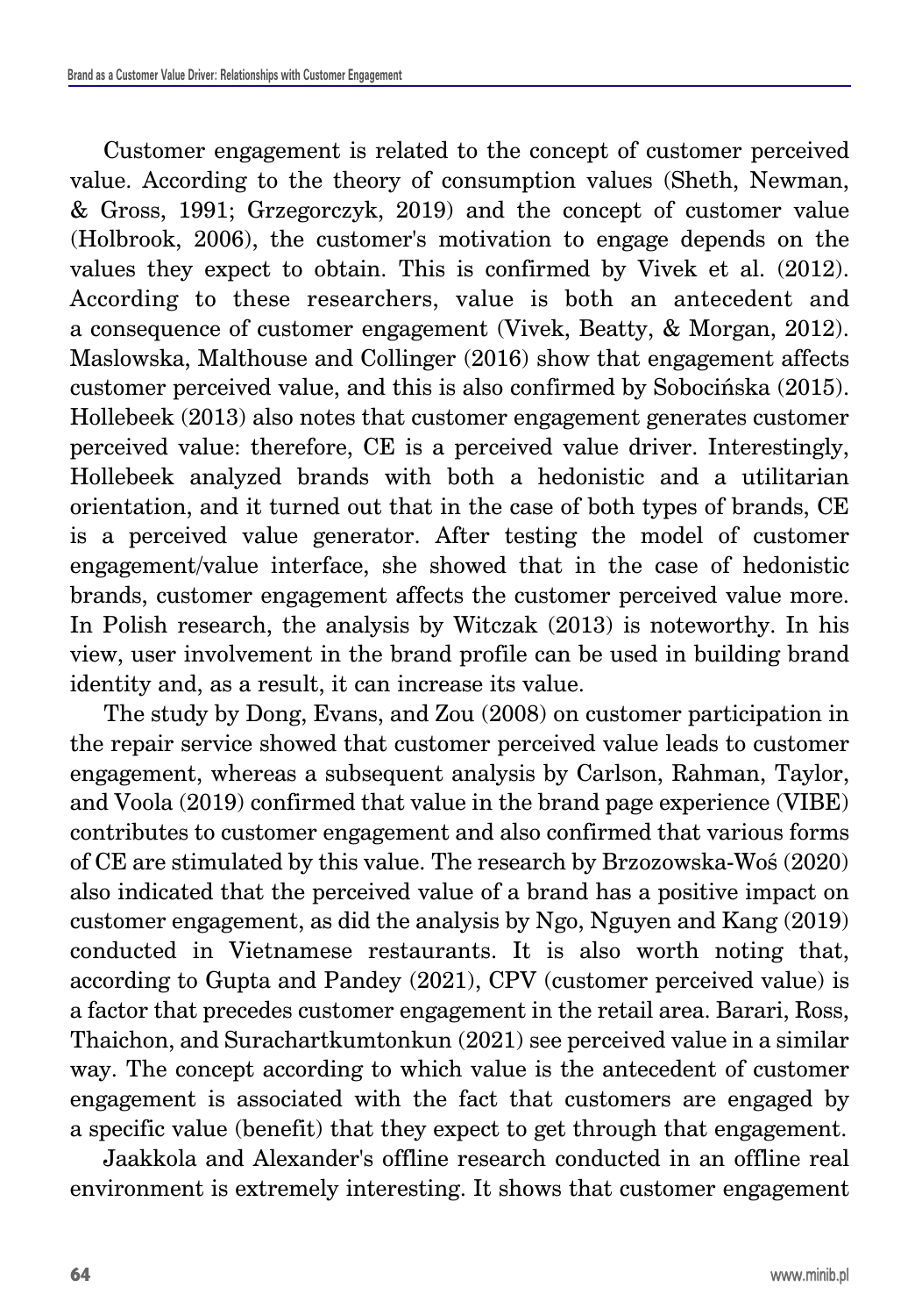Customer engagement is related to the concept of customer perceived value. According to the theory of consumption values (Sheth, Newman, & Gross, 1991; Grzegorczyk, 2019) and the concept of customer value (Holbrook, 2006), the customer's motivation to engage depends on the values they expect to obtain. This is confirmed by Vivek et al. (2012). According to these researchers, value is both an antecedent and a consequence of customer engagement (Vivek, Beatty, & Morgan, 2012). Maslowska, Malthouse and Collinger (2016) show that engagement affects customer perceived value, and this is also confirmed by Sobocińska (2015). Hollebeek (2013) also notes that customer engagement generates customer perceived value: therefore, CE is a perceived value driver. Interestingly, Hollebeek analyzed brands with both a hedonistic and a utilitarian orientation, and it turned out that in the case of both types of brands, CE is a perceived value generator. After testing the model of customer engagement/value interface, she showed that in the case of hedonistic brands, customer engagement affects the customer perceived value more. In Polish research, the analysis by Witczak (2013) is noteworthy. In his view, user involvement in the brand profile can be used in building brand identity and, as a result, it can increase its value.

The study by Dong, Evans, and Zou (2008) on customer participation in the repair service showed that customer perceived value leads to customer engagement, whereas a subsequent analysis by Carlson, Rahman, Taylor, and Voola (2019) confirmed that value in the brand page experience (VIBE) contributes to customer engagement and also confirmed that various forms of CE are stimulated by this value. The research by Brzozowska-Woś (2020) also indicated that the perceived value of a brand has a positive impact on customer engagement, as did the analysis by Ngo, Nguyen and Kang (2019) conducted in Vietnamese restaurants. It is also worth noting that, according to Gupta and Pandey (2021), CPV (customer perceived value) is a factor that precedes customer engagement in the retail area. Barari, Ross, Thaichon, and Surachartkumtonkun (2021) see perceived value in a similar way. The concept according to which value is the antecedent of customer engagement is associated with the fact that customers are engaged by a specific value (benefit) that they expect to get through that engagement.

Jaakkola and Alexander's offline research conducted in an offline real environment is extremely interesting. It shows that customer engagement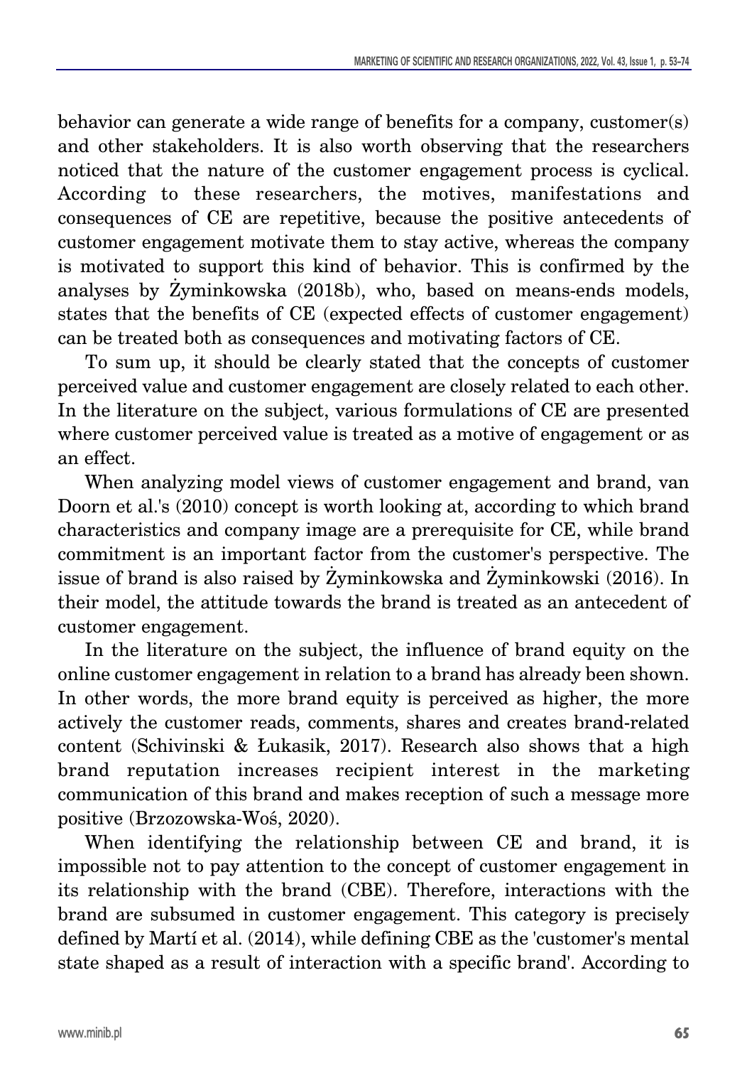behavior can generate a wide range of benefits for a company, customer(s) and other stakeholders. It is also worth observing that the researchers noticed that the nature of the customer engagement process is cyclical. According to these researchers, the motives, manifestations and consequences of CE are repetitive, because the positive antecedents of customer engagement motivate them to stay active, whereas the company is motivated to support this kind of behavior. This is confirmed by the analyses by Żyminkowska (2018b), who, based on means-ends models, states that the benefits of CE (expected effects of customer engagement) can be treated both as consequences and motivating factors of CE.

To sum up, it should be clearly stated that the concepts of customer perceived value and customer engagement are closely related to each other. In the literature on the subject, various formulations of CE are presented where customer perceived value is treated as a motive of engagement or as an effect.

When analyzing model views of customer engagement and brand, van Doorn et al.'s (2010) concept is worth looking at, according to which brand characteristics and company image are a prerequisite for CE, while brand commitment is an important factor from the customer's perspective. The issue of brand is also raised by Żyminkowska and Żyminkowski (2016). In their model, the attitude towards the brand is treated as an antecedent of customer engagement.

In the literature on the subject, the influence of brand equity on the online customer engagement in relation to a brand has already been shown. In other words, the more brand equity is perceived as higher, the more actively the customer reads, comments, shares and creates brand-related content (Schivinski & Łukasik, 2017). Research also shows that a high brand reputation increases recipient interest in the marketing communication of this brand and makes reception of such a message more positive (Brzozowska-Woś, 2020).

When identifying the relationship between CE and brand, it is impossible not to pay attention to the concept of customer engagement in its relationship with the brand (CBE). Therefore, interactions with the brand are subsumed in customer engagement. This category is precisely defined by Martí et al. (2014), while defining CBE as the 'customer's mental state shaped as a result of interaction with a specific brand'. According to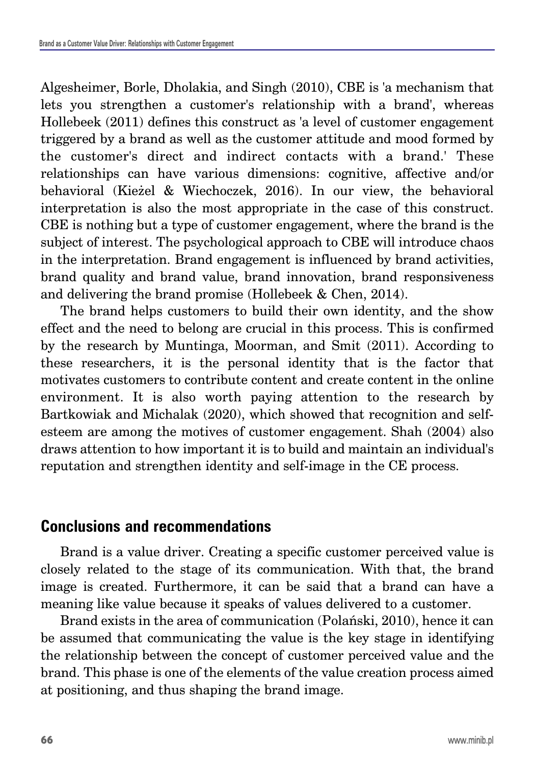Algesheimer, Borle, Dholakia, and Singh (2010), CBE is 'a mechanism that lets you strengthen a customer's relationship with a brand', whereas Hollebeek (2011) defines this construct as 'a level of customer engagement triggered by a brand as well as the customer attitude and mood formed by the customer's direct and indirect contacts with a brand.' These relationships can have various dimensions: cognitive, affective and/or behavioral (Kieżel & Wiechoczek, 2016). In our view, the behavioral interpretation is also the most appropriate in the case of this construct. CBE is nothing but a type of customer engagement, where the brand is the subject of interest. The psychological approach to CBE will introduce chaos in the interpretation. Brand engagement is influenced by brand activities, brand quality and brand value, brand innovation, brand responsiveness and delivering the brand promise (Hollebeek & Chen, 2014).

The brand helps customers to build their own identity, and the show effect and the need to belong are crucial in this process. This is confirmed by the research by Muntinga, Moorman, and Smit (2011). According to these researchers, it is the personal identity that is the factor that motivates customers to contribute content and create content in the online environment. It is also worth paying attention to the research by Bartkowiak and Michalak (2020), which showed that recognition and self-esteem are among the motives of customer engagement. Shah (2004) also draws attention to how important it is to build and maintain an individual's reputation and strengthen identity and self-image in the CE process.

## Conclusions and recommendations

Brand is a value driver. Creating a specific customer perceived value is closely related to the stage of its communication. With that, the brand image is created. Furthermore, it can be said that a brand can have a meaning like value because it speaks of values delivered to a customer.

Brand exists in the area of communication (Polański, 2010), hence it can be assumed that communicating the value is the key stage in identifying the relationship between the concept of customer perceived value and the brand. This phase is one of the elements of the value creation process aimed at positioning, and thus shaping the brand image.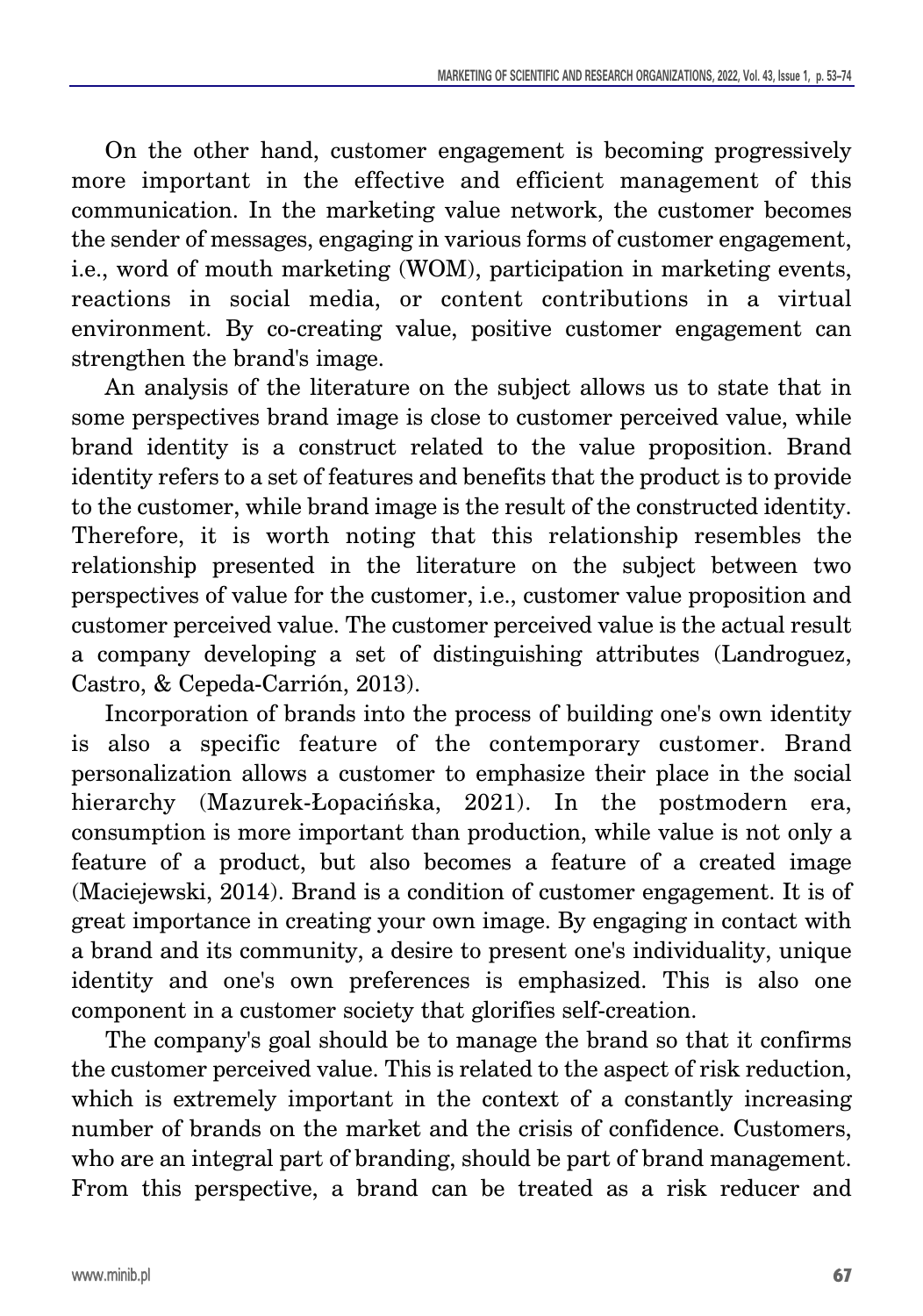On the other hand, customer engagement is becoming progressively more important in the effective and efficient management of this communication. In the marketing value network, the customer becomes the sender of messages, engaging in various forms of customer engagement, i.e., word of mouth marketing (WOM), participation in marketing events, reactions in social media, or content contributions in a virtual environment. By co-creating value, positive customer engagement can strengthen the brand's image.

An analysis of the literature on the subject allows us to state that in some perspectives brand image is close to customer perceived value, while brand identity is a construct related to the value proposition. Brand identity refers to a set of features and benefits that the product is to provide to the customer, while brand image is the result of the constructed identity. Therefore, it is worth noting that this relationship resembles the relationship presented in the literature on the subject between two perspectives of value for the customer, i.e., customer value proposition and customer perceived value. The customer perceived value is the actual result a company developing a set of distinguishing attributes (Landroguez, Castro, & Cepeda-Carrión, 2013).

Incorporation of brands into the process of building one's own identity is also a specific feature of the contemporary customer. Brand personalization allows a customer to emphasize their place in the social hierarchy (Mazurek-Łopacińska, 2021). In the postmodern era, consumption is more important than production, while value is not only a feature of a product, but also becomes a feature of a created image (Maciejewski, 2014). Brand is a condition of customer engagement. It is of great importance in creating your own image. By engaging in contact with a brand and its community, a desire to present one's individuality, unique identity and one's own preferences is emphasized. This is also one component in a customer society that glorifies self-creation.

The company's goal should be to manage the brand so that it confirms the customer perceived value. This is related to the aspect of risk reduction, which is extremely important in the context of a constantly increasing number of brands on the market and the crisis of confidence. Customers, who are an integral part of branding, should be part of brand management. From this perspective, a brand can be treated as a risk reducer and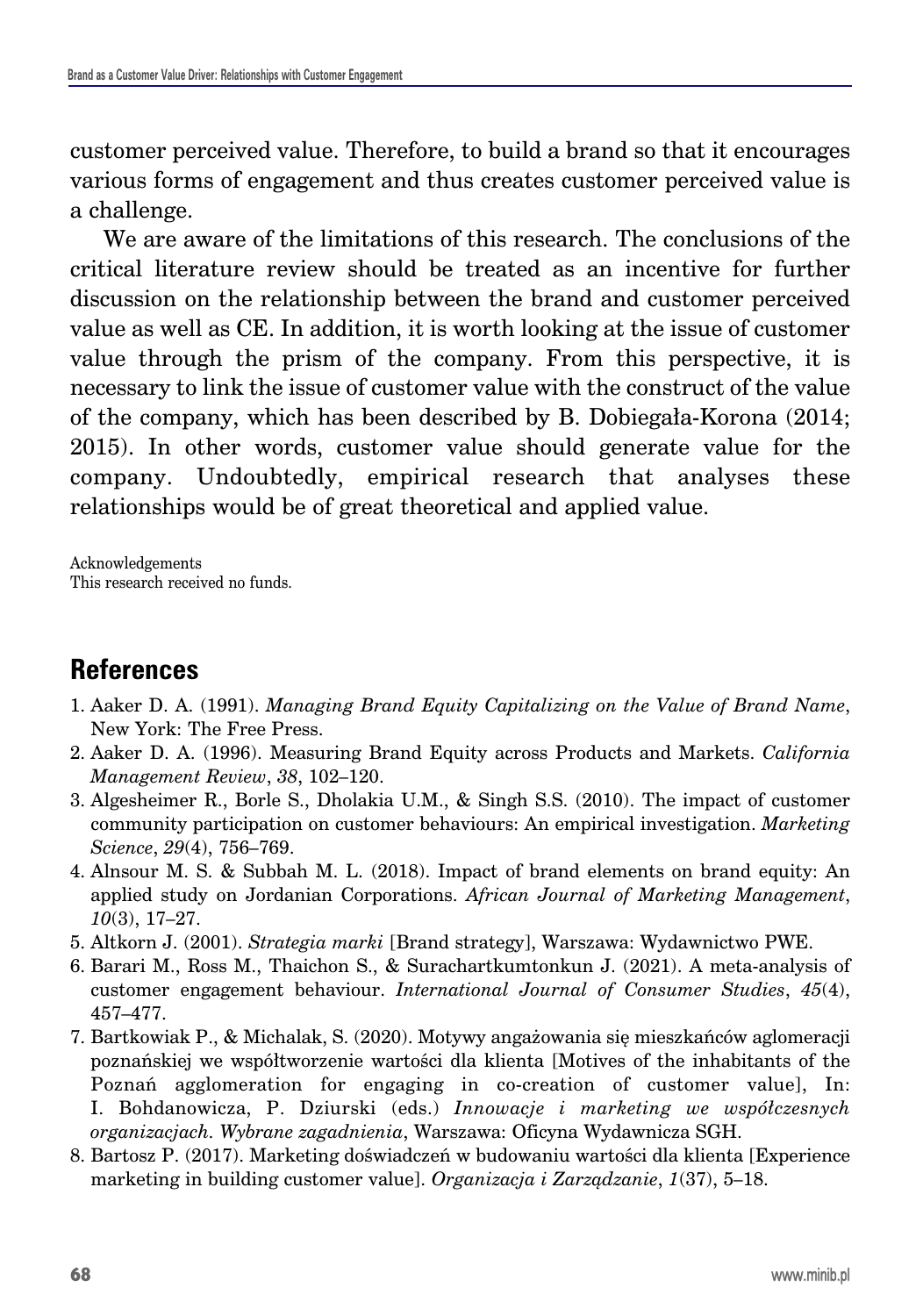customer perceived value. Therefore, to build a brand so that it encourages various forms of engagement and thus creates customer perceived value is a challenge.

We are aware of the limitations of this research. The conclusions of the critical literature review should be treated as an incentive for further discussion on the relationship between the brand and customer perceived value as well as CE. In addition, it is worth looking at the issue of customer value through the prism of the company. From this perspective, it is necessary to link the issue of customer value with the construct of the value of the company, which has been described by B. Dobiegała-Korona (2014; 2015). In other words, customer value should generate value for the company. Undoubtedly, empirical research that analyses these relationships would be of great theoretical and applied value.

Acknowledgements
This research received no funds.

## References

1. Aaker D. A. (1991). *Managing Brand Equity Capitalizing on the Value of Brand Name*, New York: The Free Press.
2. Aaker D. A. (1996). Measuring Brand Equity across Products and Markets. *California Management Review*, *38*, 102–120.
3. Algesheimer R., Borle S., Dholakia U.M., & Singh S.S. (2010). The impact of customer community participation on customer behaviours: An empirical investigation. *Marketing Science*, *29*(4), 756–769.
4. Alnsour M. S. & Subbah M. L. (2018). Impact of brand elements on brand equity: An applied study on Jordanian Corporations. *African Journal of Marketing Management*, *10*(3), 17–27.
5. Altkorn J. (2001). *Strategia marki* [Brand strategy], Warszawa: Wydawnictwo PWE.
6. Barari M., Ross M., Thaichon S., & Surachartkumtonkun J. (2021). A meta-analysis of customer engagement behaviour. *International Journal of Consumer Studies*, *45*(4), 457–477.
7. Bartkowiak P., & Michalak, S. (2020). Motywy angażowania się mieszkańców aglomeracji poznańskiej we współtworzenie wartości dla klienta [Motives of the inhabitants of the Poznań agglomeration for engaging in co-creation of customer value], In: I. Bohdanowicza, P. Dziurski (eds.) *Innowacje i marketing we współczesnych organizacjach. Wybrane zagadnienia*, Warszawa: Oficyna Wydawnicza SGH.
8. Bartosz P. (2017). Marketing doświadczeń w budowaniu wartości dla klienta [Experience marketing in building customer value]. *Organizacja i Zarządzanie*, *1*(37), 5–18.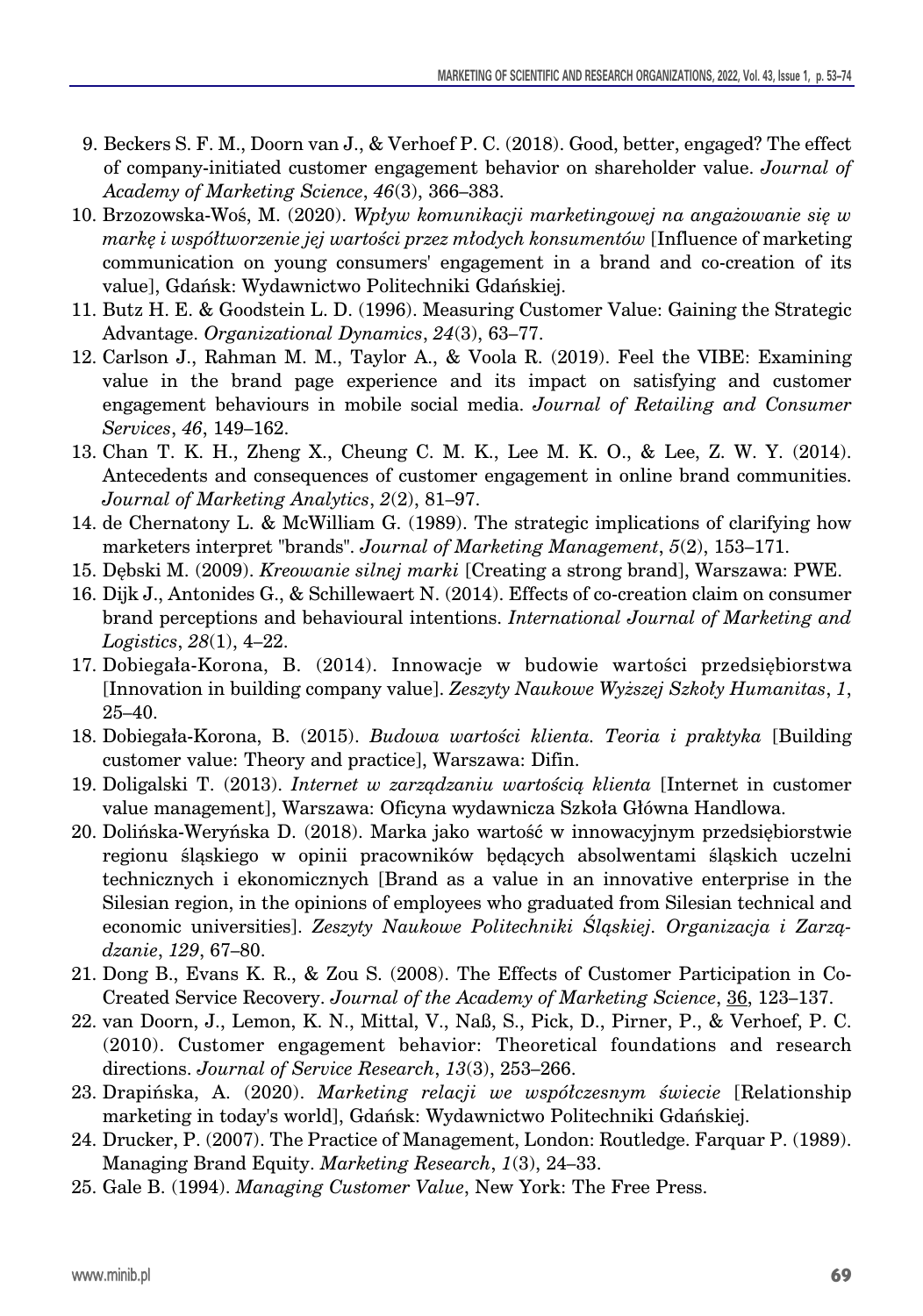9. Beckers S. F. M., Doorn van J., & Verhoef P. C. (2018). Good, better, engaged? The effect of company-initiated customer engagement behavior on shareholder value. *Journal of Academy of Marketing Science*, *46*(3), 366–383.
10. Brzozowska-Woś, M. (2020). *Wpływ komunikacji marketingowej na angażowanie się w markę i współtworzenie jej wartości przez młodych konsumentów* [Influence of marketing communication on young consumers' engagement in a brand and co-creation of its value], Gdańsk: Wydawnictwo Politechniki Gdańskiej.
11. Butz H. E. & Goodstein L. D. (1996). Measuring Customer Value: Gaining the Strategic Advantage. *Organizational Dynamics*, *24*(3), 63–77.
12. Carlson J., Rahman M. M., Taylor A., & Voola R. (2019). Feel the VIBE: Examining value in the brand page experience and its impact on satisfying and customer engagement behaviours in mobile social media. *Journal of Retailing and Consumer Services*, *46*, 149–162.
13. Chan T. K. H., Zheng X., Cheung C. M. K., Lee M. K. O., & Lee, Z. W. Y. (2014). Antecedents and consequences of customer engagement in online brand communities. *Journal of Marketing Analytics*, *2*(2), 81–97.
14. de Chernatony L. & McWilliam G. (1989). The strategic implications of clarifying how marketers interpret "brands". *Journal of Marketing Management*, *5*(2), 153–171.
15. Dębski M. (2009). *Kreowanie silnej marki* [Creating a strong brand], Warszawa: PWE.
16. Dijk J., Antonides G., & Schillewaert N. (2014). Effects of co-creation claim on consumer brand perceptions and behavioural intentions. *International Journal of Marketing and Logistics*, *28*(1), 4–22.
17. Dobiegała-Korona, B. (2014). Innowacje w budowie wartości przedsiębiorstwa [Innovation in building company value]. *Zeszyty Naukowe Wyższej Szkoły Humanitas*, *1*, 25–40.
18. Dobiegała-Korona, B. (2015). *Budowa wartości klienta. Teoria i praktyka* [Building customer value: Theory and practice], Warszawa: Difin.
19. Doligalski T. (2013). *Internet w zarządzaniu wartością klienta* [Internet in customer value management], Warszawa: Oficyna wydawnicza Szkoła Główna Handlowa.
20. Dolińska-Weryńska D. (2018). Marka jako wartość w innowacyjnym przedsiębiorstwie regionu śląskiego w opinii pracowników będących absolwentami śląskich uczelni technicznych i ekonomicznych [Brand as a value in an innovative enterprise in the Silesian region, in the opinions of employees who graduated from Silesian technical and economic universities]. *Zeszyty Naukowe Politechniki Śląskiej. Organizacja i Zarządzanie*, *129*, 67–80.
21. Dong B., Evans K. R., & Zou S. (2008). The Effects of Customer Participation in Co-Created Service Recovery. *Journal of the Academy of Marketing Science*, 36, 123–137.
22. van Doorn, J., Lemon, K. N., Mittal, V., Naß, S., Pick, D., Pirner, P., & Verhoef, P. C. (2010). Customer engagement behavior: Theoretical foundations and research directions. *Journal of Service Research*, *13*(3), 253–266.
23. Drapińska, A. (2020). *Marketing relacji we współczesnym świecie* [Relationship marketing in today's world], Gdańsk: Wydawnictwo Politechniki Gdańskiej.
24. Drucker, P. (2007). The Practice of Management, London: Routledge. Farquar P. (1989). Managing Brand Equity. *Marketing Research*, *1*(3), 24–33.
25. Gale B. (1994). *Managing Customer Value*, New York: The Free Press.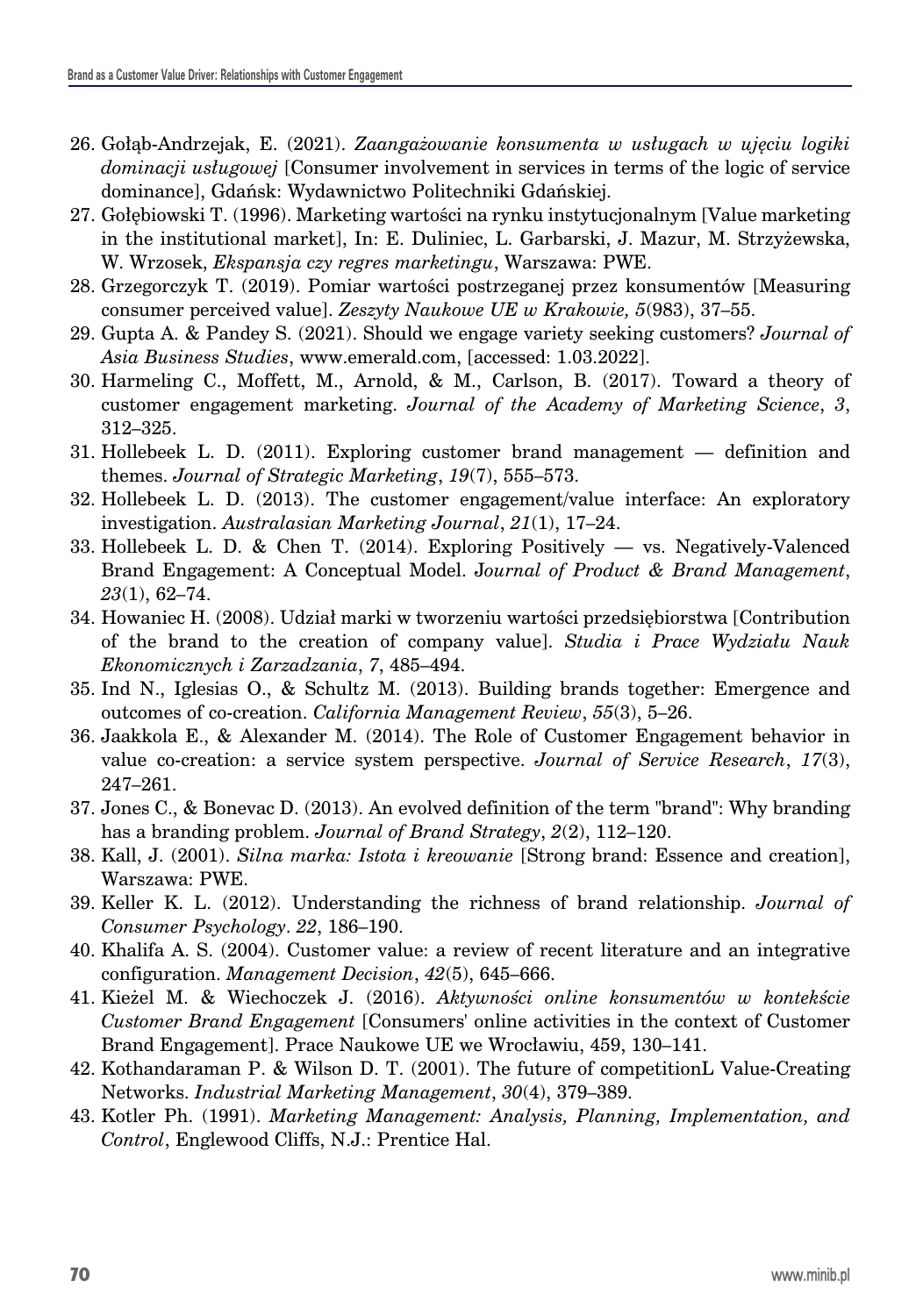26. Gołąb-Andrzejak, E. (2021). *Zaangażowanie konsumenta w usługach w ujęciu logiki dominacji usługowej* [Consumer involvement in services in terms of the logic of service dominance], Gdańsk: Wydawnictwo Politechniki Gdańskiej.
27. Gołębiowski T. (1996). Marketing wartości na rynku instytucjonalnym [Value marketing in the institutional market], In: E. Duliniec, L. Garbarski, J. Mazur, M. Strzyżewska, W. Wrzosek, *Ekspansja czy regres marketingu*, Warszawa: PWE.
28. Grzegorczyk T. (2019). Pomiar wartości postrzeganej przez konsumentów [Measuring consumer perceived value]. *Zeszyty Naukowe UE w Krakowie, 5*(983), 37–55.
29. Gupta A. & Pandey S. (2021). Should we engage variety seeking customers? *Journal of Asia Business Studies*, www.emerald.com, [accessed: 1.03.2022].
30. Harmeling C., Moffett, M., Arnold, & M., Carlson, B. (2017). Toward a theory of customer engagement marketing. *Journal of the Academy of Marketing Science*, *3*, 312–325.
31. Hollebeek L. D. (2011). Exploring customer brand management — definition and themes. *Journal of Strategic Marketing*, *19*(7), 555–573.
32. Hollebeek L. D. (2013). The customer engagement/value interface: An exploratory investigation. *Australasian Marketing Journal*, *21*(1), 17–24.
33. Hollebeek L. D. & Chen T. (2014). Exploring Positively — vs. Negatively-Valenced Brand Engagement: A Conceptual Model. J*ournal of Product & Brand Management*, *23*(1), 62–74.
34. Howaniec H. (2008). Udział marki w tworzeniu wartości przedsiębiorstwa [Contribution of the brand to the creation of company value]. *Studia i Prace Wydziału Nauk Ekonomicznych i Zarzadzania*, *7*, 485–494.
35. Ind N., Iglesias O., & Schultz M. (2013). Building brands together: Emergence and outcomes of co-creation. *California Management Review*, *55*(3), 5–26.
36. Jaakkola E., & Alexander M. (2014). The Role of Customer Engagement behavior in value co-creation: a service system perspective. *Journal of Service Research*, *17*(3), 247–261.
37. Jones C., & Bonevac D. (2013). An evolved definition of the term "brand": Why branding has a branding problem. *Journal of Brand Strategy*, *2*(2), 112–120.
38. Kall, J. (2001). *Silna marka: Istota i kreowanie* [Strong brand: Essence and creation], Warszawa: PWE.
39. Keller K. L. (2012). Understanding the richness of brand relationship. *Journal of Consumer Psychology*. *22*, 186–190.
40. Khalifa A. S. (2004). Customer value: a review of recent literature and an integrative configuration. *Management Decision*, *42*(5), 645–666.
41. Kieżel M. & Wiechoczek J. (2016). *Aktywności online konsumentów w kontekście Customer Brand Engagement* [Consumers' online activities in the context of Customer Brand Engagement]. Prace Naukowe UE we Wrocławiu, 459, 130–141.
42. Kothandaraman P. & Wilson D. T. (2001). The future of competitionL Value-Creating Networks. *Industrial Marketing Management*, *30*(4), 379–389.
43. Kotler Ph. (1991). *Marketing Management: Analysis, Planning, Implementation, and Control*, Englewood Cliffs, N.J.: Prentice Hal.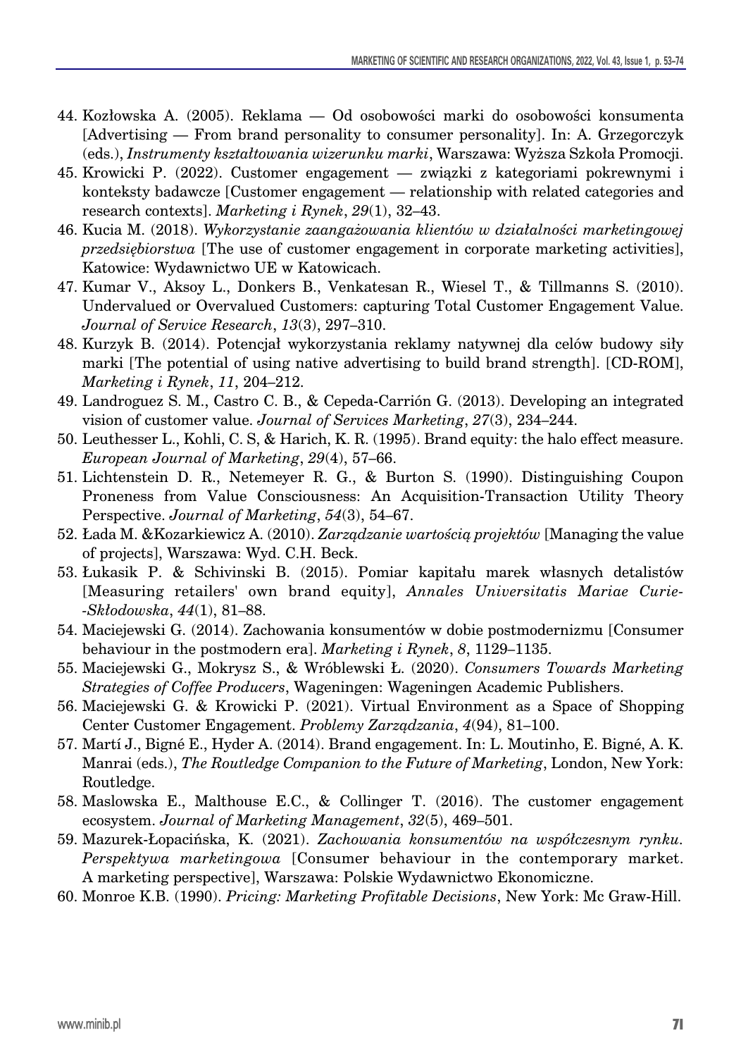44. Kozłowska A. (2005). Reklama — Od osobowości marki do osobowości konsumenta [Advertising — From brand personality to consumer personality]. In: A. Grzegorczyk (eds.), *Instrumenty kształtowania wizerunku marki*, Warszawa: Wyższa Szkoła Promocji.
45. Krowicki P. (2022). Customer engagement — związki z kategoriami pokrewnymi i konteksty badawcze [Customer engagement — relationship with related categories and research contexts]. *Marketing i Rynek*, *29*(1), 32–43.
46. Kucia M. (2018). *Wykorzystanie zaangażowania klientów w działalności marketingowej przedsiębiorstwa* [The use of customer engagement in corporate marketing activities], Katowice: Wydawnictwo UE w Katowicach.
47. Kumar V., Aksoy L., Donkers B., Venkatesan R., Wiesel T., & Tillmanns S. (2010). Undervalued or Overvalued Customers: capturing Total Customer Engagement Value. *Journal of Service Research*, *13*(3), 297–310.
48. Kurzyk B. (2014). Potencjał wykorzystania reklamy natywnej dla celów budowy siły marki [The potential of using native advertising to build brand strength]. [CD-ROM], *Marketing i Rynek*, *11*, 204–212.
49. Landroguez S. M., Castro C. B., & Cepeda-Carrión G. (2013). Developing an integrated vision of customer value. *Journal of Services Marketing*, *27*(3), 234–244.
50. Leuthesser L., Kohli, C. S, & Harich, K. R. (1995). Brand equity: the halo effect measure. *European Journal of Marketing*, *29*(4), 57–66.
51. Lichtenstein D. R., Netemeyer R. G., & Burton S. (1990). Distinguishing Coupon Proneness from Value Consciousness: An Acquisition-Transaction Utility Theory Perspective. *Journal of Marketing*, *54*(3), 54–67.
52. Łada M. &Kozarkiewicz A. (2010). *Zarządzanie wartością projektów* [Managing the value of projects], Warszawa: Wyd. C.H. Beck.
53. Łukasik P. & Schivinski B. (2015). Pomiar kapitału marek własnych detalistów [Measuring retailers' own brand equity], *Annales Universitatis Mariae Curie--Skłodowska*, *44*(1), 81–88.
54. Maciejewski G. (2014). Zachowania konsumentów w dobie postmodernizmu [Consumer behaviour in the postmodern era]. *Marketing i Rynek*, *8*, 1129–1135.
55. Maciejewski G., Mokrysz S., & Wróblewski Ł. (2020). *Consumers Towards Marketing Strategies of Coffee Producers*, Wageningen: Wageningen Academic Publishers.
56. Maciejewski G. & Krowicki P. (2021). Virtual Environment as a Space of Shopping Center Customer Engagement. *Problemy Zarządzania*, *4*(94), 81–100.
57. Martí J., Bigné E., Hyder A. (2014). Brand engagement. In: L. Moutinho, E. Bigné, A. K. Manrai (eds.), *The Routledge Companion to the Future of Marketing*, London, New York: Routledge.
58. Maslowska E., Malthouse E.C., & Collinger T. (2016). The customer engagement ecosystem. *Journal of Marketing Management*, *32*(5), 469–501.
59. Mazurek-Łopacińska, K. (2021). *Zachowania konsumentów na współczesnym rynku. Perspektywa marketingowa* [Consumer behaviour in the contemporary market. A marketing perspective], Warszawa: Polskie Wydawnictwo Ekonomiczne.
60. Monroe K.B. (1990). *Pricing: Marketing Profitable Decisions*, New York: Mc Graw-Hill.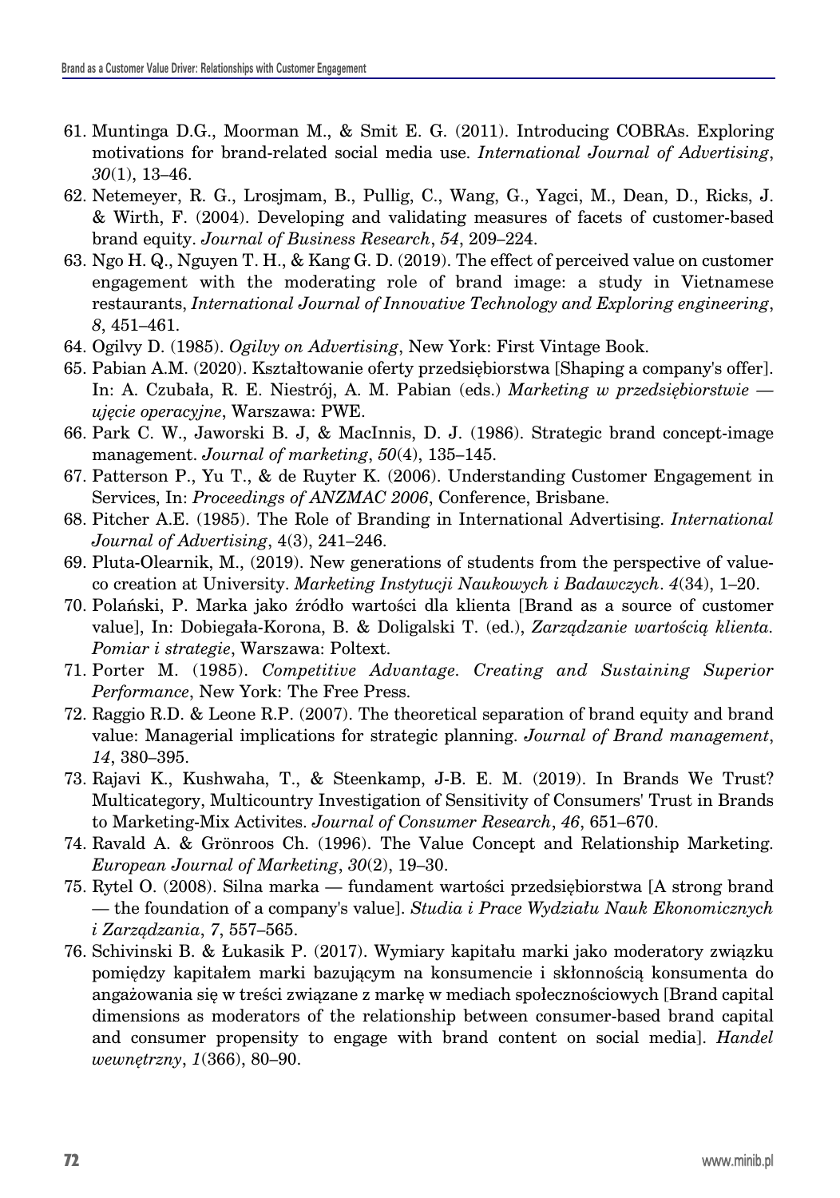61. Muntinga D.G., Moorman M., & Smit E. G. (2011). Introducing COBRAs. Exploring motivations for brand-related social media use. *International Journal of Advertising*, *30*(1), 13–46.
62. Netemeyer, R. G., Lrosjmam, B., Pullig, C., Wang, G., Yagci, M., Dean, D., Ricks, J. & Wirth, F. (2004). Developing and validating measures of facets of customer-based brand equity. *Journal of Business Research*, *54*, 209–224.
63. Ngo H. Q., Nguyen T. H., & Kang G. D. (2019). The effect of perceived value on customer engagement with the moderating role of brand image: a study in Vietnamese restaurants, *International Journal of Innovative Technology and Exploring engineering*, *8*, 451–461.
64. Ogilvy D. (1985). *Ogilvy on Advertising*, New York: First Vintage Book.
65. Pabian A.M. (2020). Kształtowanie oferty przedsiębiorstwa [Shaping a company's offer]. In: A. Czubała, R. E. Niestrój, A. M. Pabian (eds.) *Marketing w przedsiębiorstwie — ujęcie operacyjne*, Warszawa: PWE.
66. Park C. W., Jaworski B. J, & MacInnis, D. J. (1986). Strategic brand concept-image management. *Journal of marketing*, *50*(4), 135–145.
67. Patterson P., Yu T., & de Ruyter K. (2006). Understanding Customer Engagement in Services, In: *Proceedings of ANZMAC 2006*, Conference, Brisbane.
68. Pitcher A.E. (1985). The Role of Branding in International Advertising. *International Journal of Advertising*, 4(3), 241–246.
69. Pluta-Olearnik, M., (2019). New generations of students from the perspective of value-co creation at University. *Marketing Instytucji Naukowych i Badawczych*. *4*(34), 1–20.
70. Polański, P. Marka jako źródło wartości dla klienta [Brand as a source of customer value], In: Dobiegała-Korona, B. & Doligalski T. (ed.), *Zarządzanie wartością klienta. Pomiar i strategie*, Warszawa: Poltext.
71. Porter M. (1985). *Competitive Advantage. Creating and Sustaining Superior Performance*, New York: The Free Press.
72. Raggio R.D. & Leone R.P. (2007). The theoretical separation of brand equity and brand value: Managerial implications for strategic planning. *Journal of Brand management*, *14*, 380–395.
73. Rajavi K., Kushwaha, T., & Steenkamp, J-B. E. M. (2019). In Brands We Trust? Multicategory, Multicountry Investigation of Sensitivity of Consumers' Trust in Brands to Marketing-Mix Activites. *Journal of Consumer Research*, *46*, 651–670.
74. Ravald A. & Grönroos Ch. (1996). The Value Concept and Relationship Marketing. *European Journal of Marketing*, *30*(2), 19–30.
75. Rytel O. (2008). Silna marka — fundament wartości przedsiębiorstwa [A strong brand — the foundation of a company's value]. *Studia i Prace Wydziału Nauk Ekonomicznych i Zarządzania*, *7*, 557–565.
76. Schivinski B. & Łukasik P. (2017). Wymiary kapitału marki jako moderatory związku pomiędzy kapitałem marki bazującym na konsumencie i skłonnością konsumenta do angażowania się w treści związane z markę w mediach społecznościowych [Brand capital dimensions as moderators of the relationship between consumer-based brand capital and consumer propensity to engage with brand content on social media]. *Handel wewnętrzny*, *1*(366), 80–90.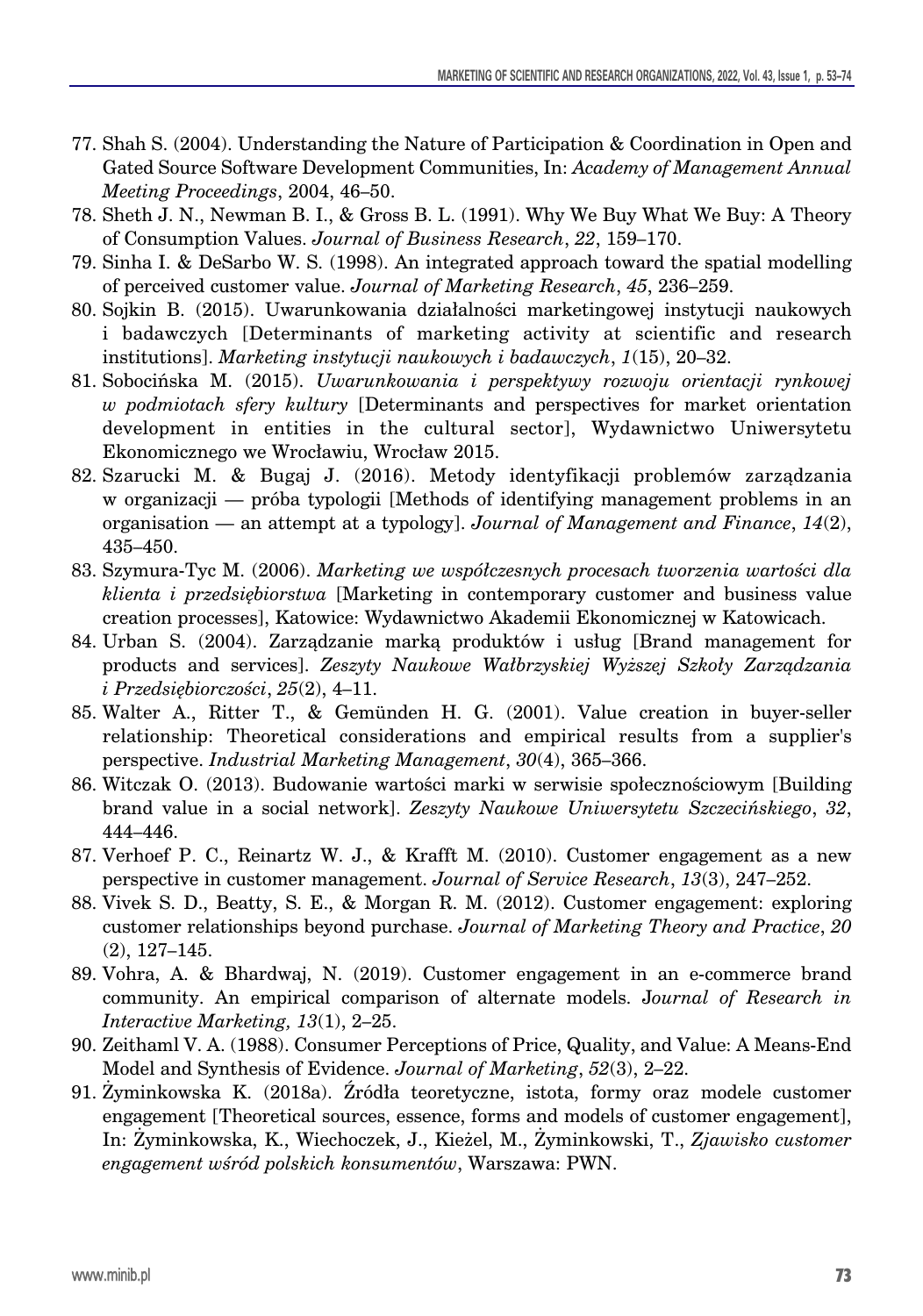77. Shah S. (2004). Understanding the Nature of Participation & Coordination in Open and Gated Source Software Development Communities, In: *Academy of Management Annual Meeting Proceedings*, 2004, 46–50.
78. Sheth J. N., Newman B. I., & Gross B. L. (1991). Why We Buy What We Buy: A Theory of Consumption Values. *Journal of Business Research*, *22*, 159–170.
79. Sinha I. & DeSarbo W. S. (1998). An integrated approach toward the spatial modelling of perceived customer value. *Journal of Marketing Research*, *45*, 236–259.
80. Sojkin B. (2015). Uwarunkowania działalności marketingowej instytucji naukowych i badawczych [Determinants of marketing activity at scientific and research institutions]. *Marketing instytucji naukowych i badawczych*, *1*(15), 20–32.
81. Sobocińska M. (2015). *Uwarunkowania i perspektywy rozwoju orientacji rynkowej w podmiotach sfery kultury* [Determinants and perspectives for market orientation development in entities in the cultural sector], Wydawnictwo Uniwersytetu Ekonomicznego we Wrocławiu, Wrocław 2015.
82. Szarucki M. & Bugaj J. (2016). Metody identyfikacji problemów zarządzania w organizacji — próba typologii [Methods of identifying management problems in an organisation — an attempt at a typology]. *Journal of Management and Finance*, *14*(2), 435–450.
83. Szymura-Tyc M. (2006). *Marketing we współczesnych procesach tworzenia wartości dla klienta i przedsiębiorstwa* [Marketing in contemporary customer and business value creation processes], Katowice: Wydawnictwo Akademii Ekonomicznej w Katowicach.
84. Urban S. (2004). Zarządzanie marką produktów i usług [Brand management for products and services]. *Zeszyty Naukowe Wałbrzyskiej Wyższej Szkoły Zarządzania i Przedsiębiorczości*, *25*(2), 4–11.
85. Walter A., Ritter T., & Gemünden H. G. (2001). Value creation in buyer-seller relationship: Theoretical considerations and empirical results from a supplier's perspective. *Industrial Marketing Management*, *30*(4), 365–366.
86. Witczak O. (2013). Budowanie wartości marki w serwisie społecznościowym [Building brand value in a social network]. *Zeszyty Naukowe Uniwersytetu Szczecińskiego*, *32*, 444–446.
87. Verhoef P. C., Reinartz W. J., & Krafft M. (2010). Customer engagement as a new perspective in customer management. *Journal of Service Research*, *13*(3), 247–252.
88. Vivek S. D., Beatty, S. E., & Morgan R. M. (2012). Customer engagement: exploring customer relationships beyond purchase. *Journal of Marketing Theory and Practice*, *20* (2), 127–145.
89. Vohra, A. & Bhardwaj, N. (2019). Customer engagement in an e-commerce brand community. An empirical comparison of alternate models. J*ournal of Research in Interactive Marketing, 13*(1), 2–25.
90. Zeithaml V. A. (1988). Consumer Perceptions of Price, Quality, and Value: A Means-End Model and Synthesis of Evidence. *Journal of Marketing*, *52*(3), 2–22.
91. Żyminkowska K. (2018a). Źródła teoretyczne, istota, formy oraz modele customer engagement [Theoretical sources, essence, forms and models of customer engagement], In: Żyminkowska, K., Wiechoczek, J., Kieżel, M., Żyminkowski, T., *Zjawisko customer engagement wśród polskich konsumentów*, Warszawa: PWN.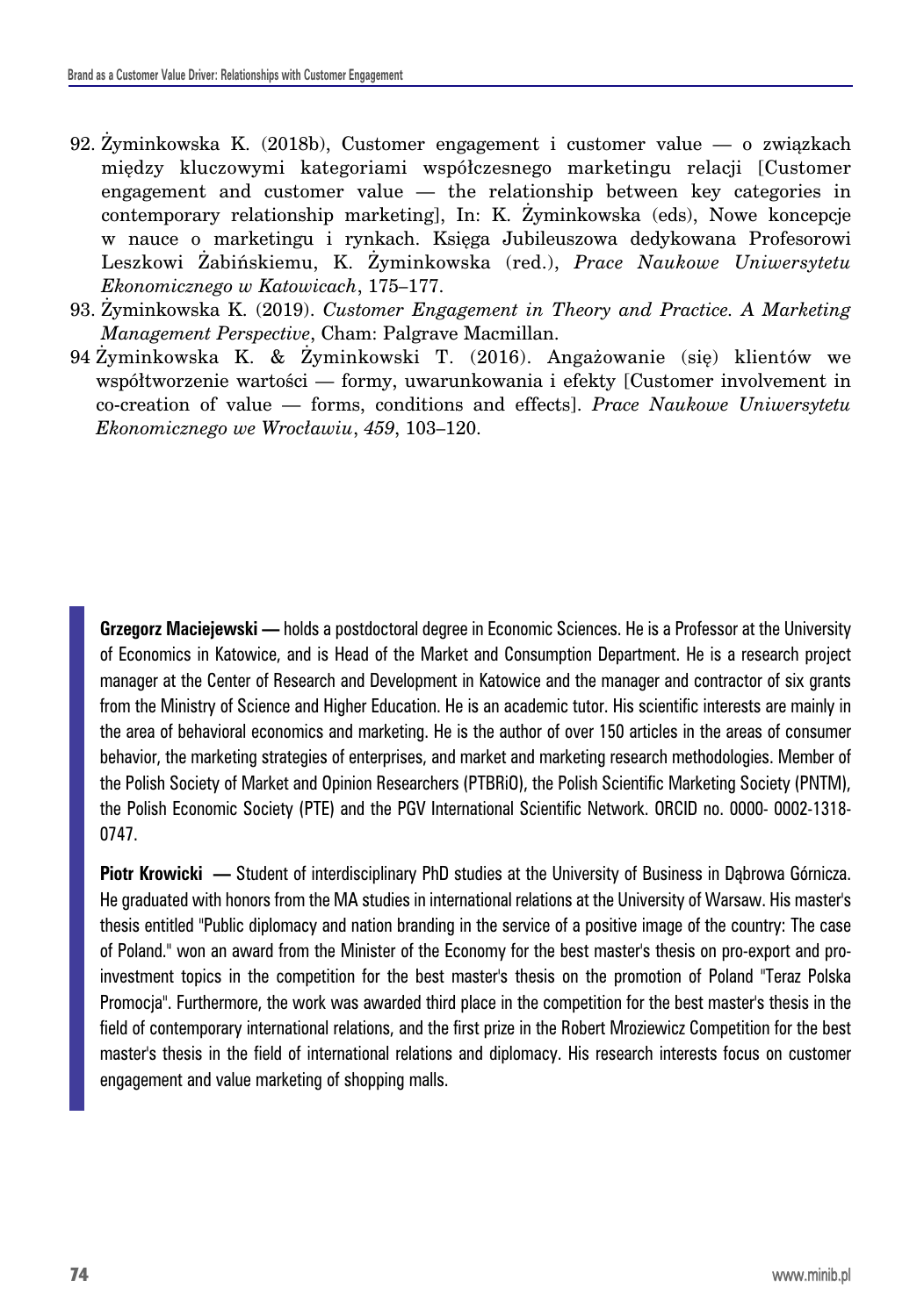92. Żyminkowska K. (2018b), Customer engagement i customer value — o związkach między kluczowymi kategoriami współczesnego marketingu relacji [Customer engagement and customer value — the relationship between key categories in contemporary relationship marketing], In: K. Żyminkowska (eds), Nowe koncepcje w nauce o marketingu i rynkach. Księga Jubileuszowa dedykowana Profesorowi Leszkowi Żabińskiemu, K. Żyminkowska (red.), *Prace Naukowe Uniwersytetu Ekonomicznego w Katowicach*, 175–177.
93. Żyminkowska K. (2019). *Customer Engagement in Theory and Practice. A Marketing Management Perspective*, Cham: Palgrave Macmillan.
94 Żyminkowska K. & Żyminkowski T. (2016). Angażowanie (się) klientów we współtworzenie wartości — formy, uwarunkowania i efekty [Customer involvement in co-creation of value — forms, conditions and effects]. *Prace Naukowe Uniwersytetu Ekonomicznego we Wrocławiu*, *459*, 103–120.

**Grzegorz Maciejewski —** holds a postdoctoral degree in Economic Sciences. He is a Professor at the University of Economics in Katowice, and is Head of the Market and Consumption Department. He is a research project manager at the Center of Research and Development in Katowice and the manager and contractor of six grants from the Ministry of Science and Higher Education. He is an academic tutor. His scientific interests are mainly in the area of behavioral economics and marketing. He is the author of over 150 articles in the areas of consumer behavior, the marketing strategies of enterprises, and market and marketing research methodologies. Member of the Polish Society of Market and Opinion Researchers (PTBRiO), the Polish Scientific Marketing Society (PNTM), the Polish Economic Society (PTE) and the PGV International Scientific Network. ORCID no. 0000- 0002-1318-0747.

**Piotr Krowicki —** Student of interdisciplinary PhD studies at the University of Business in Dąbrowa Górnicza. He graduated with honors from the MA studies in international relations at the University of Warsaw. His master's thesis entitled "Public diplomacy and nation branding in the service of a positive image of the country: The case of Poland." won an award from the Minister of the Economy for the best master's thesis on pro-export and pro-investment topics in the competition for the best master's thesis on the promotion of Poland "Teraz Polska Promocja". Furthermore, the work was awarded third place in the competition for the best master's thesis in the field of contemporary international relations, and the first prize in the Robert Mroziewicz Competition for the best master's thesis in the field of international relations and diplomacy. His research interests focus on customer engagement and value marketing of shopping malls.